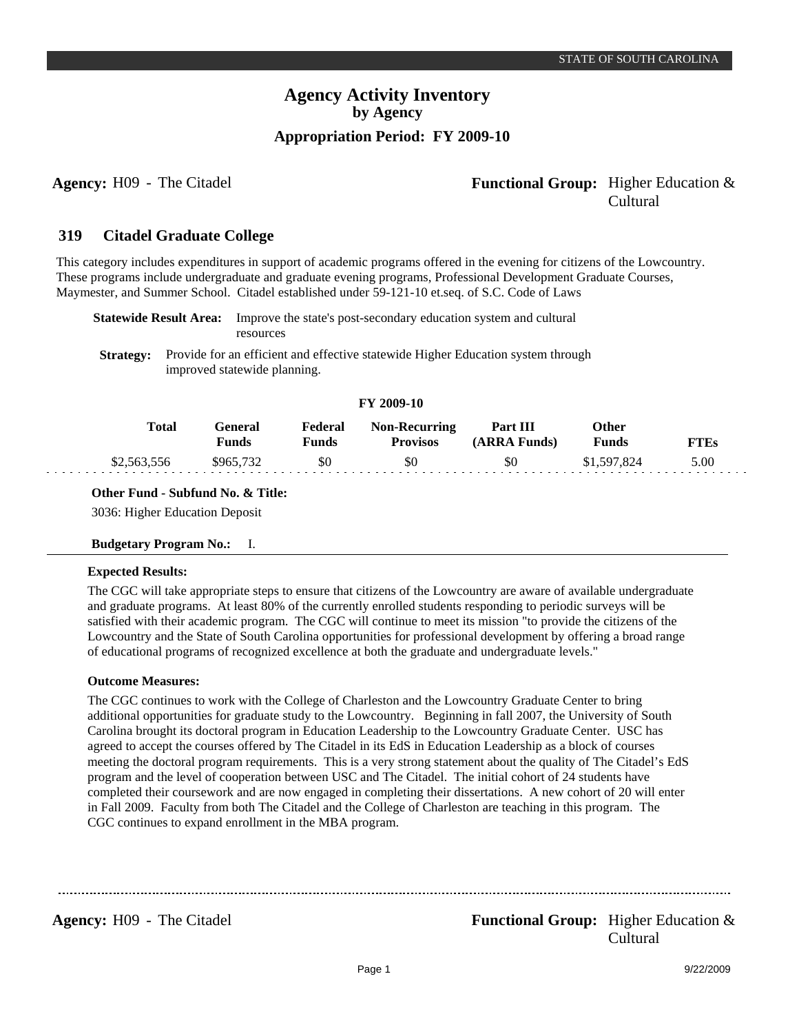# Agency Activity Inventory
## by Agency
### Appropriation Period: FY 2009-10

**Agency:** H09 - The Citadel

**Functional Group:** Higher Education & Cultural

## 319 Citadel Graduate College

This category includes expenditures in support of academic programs offered in the evening for citizens of the Lowcountry. These programs include undergraduate and graduate evening programs, Professional Development Graduate Courses, Maymester, and Summer School. Citadel established under 59-121-10 et.seq. of S.C. Code of Laws

**Statewide Result Area:** Improve the state's post-secondary education system and cultural resources

**Strategy:** Provide for an efficient and effective statewide Higher Education system through improved statewide planning.

**FY 2009-10**

| Total | General Funds | Federal Funds | Non-Recurring Provisos | Part III (ARRA Funds) | Other Funds | FTEs |
|---|---|---|---|---|---|---|
| $2,563,556 | $965,732 | $0 | $0 | $0 | $1,597,824 | 5.00 |

**Other Fund - Subfund No. & Title:**

3036: Higher Education Deposit

**Budgetary Program No.:** I.

**Expected Results:**

The CGC will take appropriate steps to ensure that citizens of the Lowcountry are aware of available undergraduate and graduate programs. At least 80% of the currently enrolled students responding to periodic surveys will be satisfied with their academic program. The CGC will continue to meet its mission "to provide the citizens of the Lowcountry and the State of South Carolina opportunities for professional development by offering a broad range of educational programs of recognized excellence at both the graduate and undergraduate levels."

**Outcome Measures:**

The CGC continues to work with the College of Charleston and the Lowcountry Graduate Center to bring additional opportunities for graduate study to the Lowcountry. Beginning in fall 2007, the University of South Carolina brought its doctoral program in Education Leadership to the Lowcountry Graduate Center. USC has agreed to accept the courses offered by The Citadel in its EdS in Education Leadership as a block of courses meeting the doctoral program requirements. This is a very strong statement about the quality of The Citadel's EdS program and the level of cooperation between USC and The Citadel. The initial cohort of 24 students have completed their coursework and are now engaged in completing their dissertations. A new cohort of 20 will enter in Fall 2009. Faculty from both The Citadel and the College of Charleston are teaching in this program. The CGC continues to expand enrollment in the MBA program.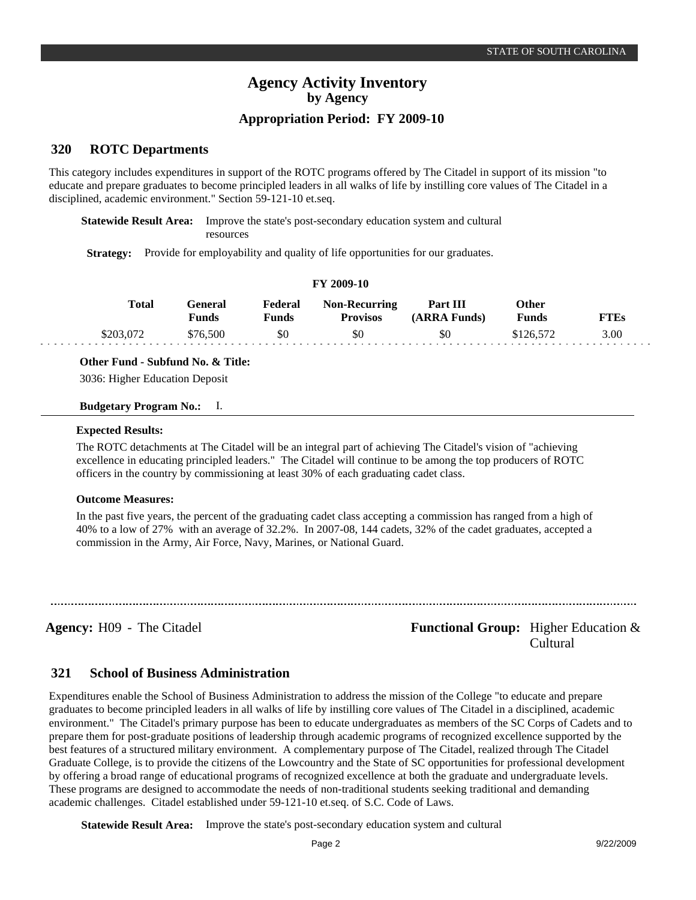# Agency Activity Inventory
### by Agency
### Appropriation Period: FY 2009-10

## 320 ROTC Departments

This category includes expenditures in support of the ROTC programs offered by The Citadel in support of its mission "to educate and prepare graduates to become principled leaders in all walks of life by instilling core values of The Citadel in a disciplined, academic environment." Section 59-121-10 et.seq.

**Statewide Result Area:** Improve the state's post-secondary education system and cultural resources

**Strategy:** Provide for employability and quality of life opportunities for our graduates.

**FY 2009-10**

| Total | General Funds | Federal Funds | Non-Recurring Provisos | Part III (ARRA Funds) | Other Funds | FTEs |
|---|---|---|---|---|---|---|
| $203,072 | $76,500 | $0 | $0 | $0 | $126,572 | 3.00 |

**Other Fund - Subfund No. & Title:**

3036: Higher Education Deposit

**Budgetary Program No.:** I.

**Expected Results:**

The ROTC detachments at The Citadel will be an integral part of achieving The Citadel's vision of "achieving excellence in educating principled leaders." The Citadel will continue to be among the top producers of ROTC officers in the country by commissioning at least 30% of each graduating cadet class.

**Outcome Measures:**

In the past five years, the percent of the graduating cadet class accepting a commission has ranged from a high of 40% to a low of 27% with an average of 32.2%. In 2007-08, 144 cadets, 32% of the cadet graduates, accepted a commission in the Army, Air Force, Navy, Marines, or National Guard.

---

**Agency:** H09 - The Citadel

**Functional Group:** Higher Education & Cultural

## 321 School of Business Administration

Expenditures enable the School of Business Administration to address the mission of the College "to educate and prepare graduates to become principled leaders in all walks of life by instilling core values of The Citadel in a disciplined, academic environment." The Citadel's primary purpose has been to educate undergraduates as members of the SC Corps of Cadets and to prepare them for post-graduate positions of leadership through academic programs of recognized excellence supported by the best features of a structured military environment. A complementary purpose of The Citadel, realized through The Citadel Graduate College, is to provide the citizens of the Lowcountry and the State of SC opportunities for professional development by offering a broad range of educational programs of recognized excellence at both the graduate and undergraduate levels. These programs are designed to accommodate the needs of non-traditional students seeking traditional and demanding academic challenges. Citadel established under 59-121-10 et.seq. of S.C. Code of Laws.

**Statewide Result Area:** Improve the state's post-secondary education system and cultural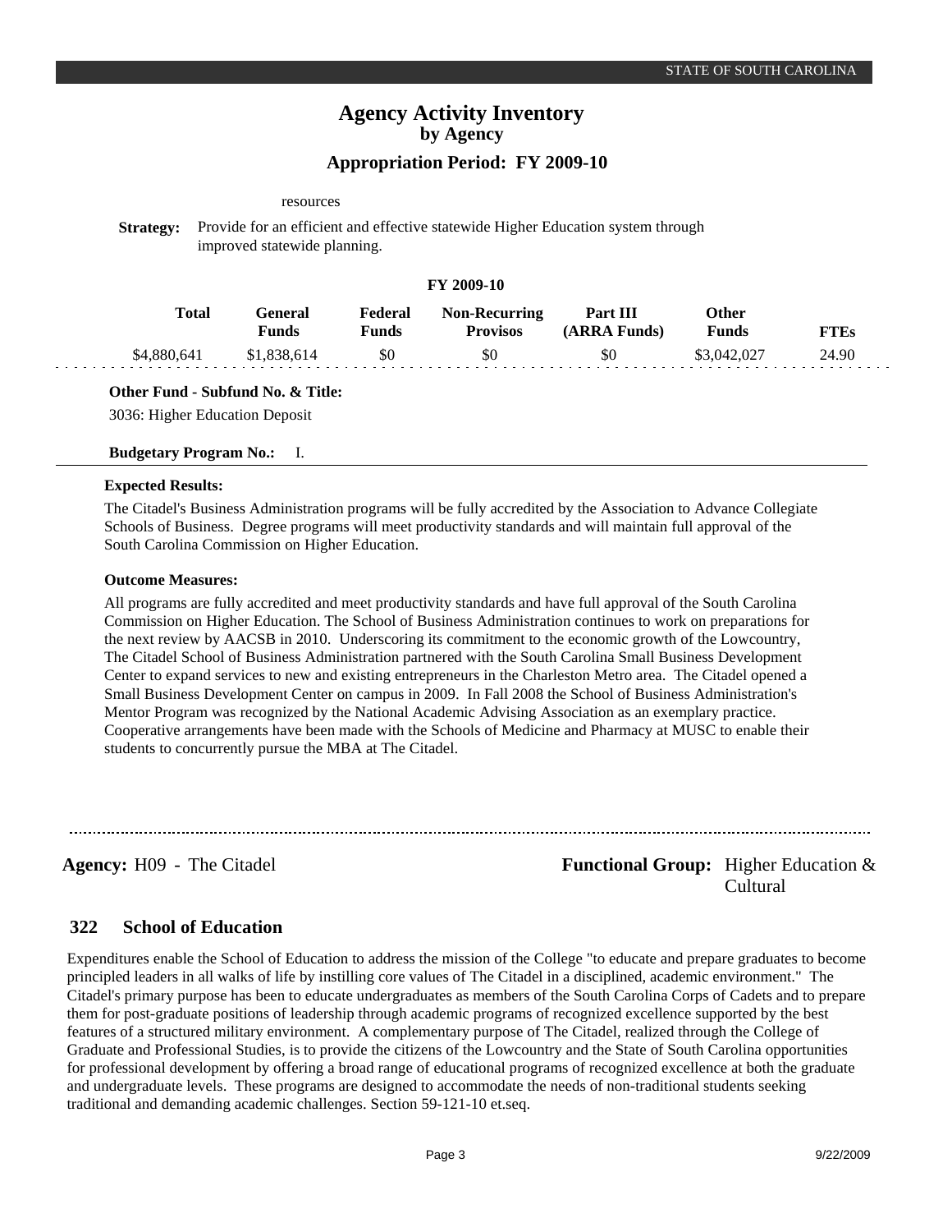resources

**Strategy:** Provide for an efficient and effective statewide Higher Education system through improved statewide planning.

**FY 2009-10**

| Total | General Funds | Federal Funds | Non-Recurring Provisos | Part III (ARRA Funds) | Other Funds | FTEs |
|---|---|---|---|---|---|---|
| $4,880,641 | $1,838,614 | $0 | $0 | $0 | $3,042,027 | 24.90 |

**Other Fund - Subfund No. & Title:**

3036: Higher Education Deposit

**Budgetary Program No.:** I.

**Expected Results:**

The Citadel's Business Administration programs will be fully accredited by the Association to Advance Collegiate Schools of Business. Degree programs will meet productivity standards and will maintain full approval of the South Carolina Commission on Higher Education.

**Outcome Measures:**

All programs are fully accredited and meet productivity standards and have full approval of the South Carolina Commission on Higher Education. The School of Business Administration continues to work on preparations for the next review by AACSB in 2010. Underscoring its commitment to the economic growth of the Lowcountry, The Citadel School of Business Administration partnered with the South Carolina Small Business Development Center to expand services to new and existing entrepreneurs in the Charleston Metro area. The Citadel opened a Small Business Development Center on campus in 2009. In Fall 2008 the School of Business Administration's Mentor Program was recognized by the National Academic Advising Association as an exemplary practice. Cooperative arrangements have been made with the Schools of Medicine and Pharmacy at MUSC to enable their students to concurrently pursue the MBA at The Citadel.

---

**Agency:** H09 - The Citadel

**Functional Group:** Higher Education & Cultural

## 322 School of Education

Expenditures enable the School of Education to address the mission of the College "to educate and prepare graduates to become principled leaders in all walks of life by instilling core values of The Citadel in a disciplined, academic environment." The Citadel's primary purpose has been to educate undergraduates as members of the South Carolina Corps of Cadets and to prepare them for post-graduate positions of leadership through academic programs of recognized excellence supported by the best features of a structured military environment. A complementary purpose of The Citadel, realized through the College of Graduate and Professional Studies, is to provide the citizens of the Lowcountry and the State of South Carolina opportunities for professional development by offering a broad range of educational programs of recognized excellence at both the graduate and undergraduate levels. These programs are designed to accommodate the needs of non-traditional students seeking traditional and demanding academic challenges. Section 59-121-10 et.seq.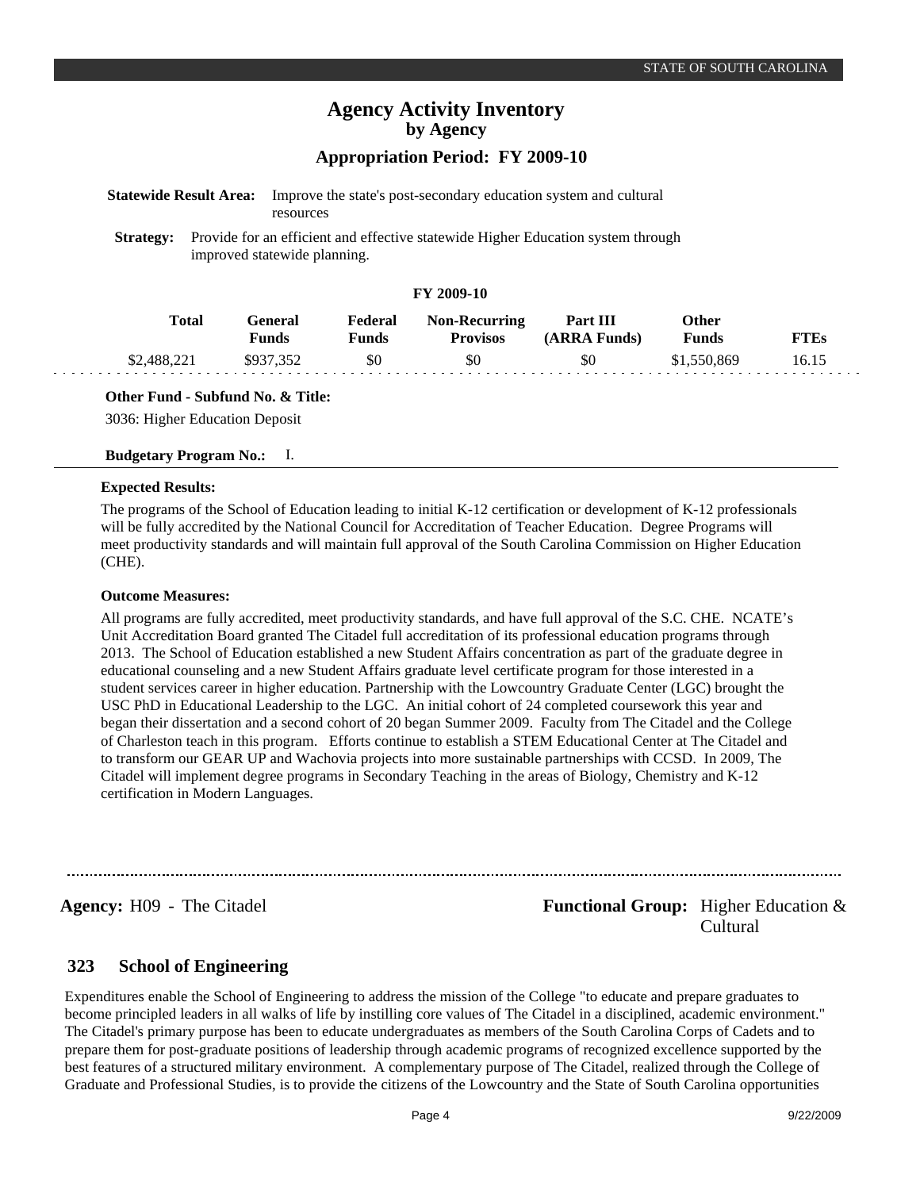# Agency Activity Inventory
## by Agency
### Appropriation Period: FY 2009-10

**Statewide Result Area:** Improve the state's post-secondary education system and cultural resources

**Strategy:** Provide for an efficient and effective statewide Higher Education system through improved statewide planning.

**FY 2009-10**

| Total | General Funds | Federal Funds | Non-Recurring Provisos | Part III (ARRA Funds) | Other Funds | FTEs |
|---|---|---|---|---|---|---|
| $2,488,221 | $937,352 | $0 | $0 | $0 | $1,550,869 | 16.15 |

**Other Fund - Subfund No. & Title:**

3036: Higher Education Deposit

**Budgetary Program No.:** I.

**Expected Results:**

The programs of the School of Education leading to initial K-12 certification or development of K-12 professionals will be fully accredited by the National Council for Accreditation of Teacher Education. Degree Programs will meet productivity standards and will maintain full approval of the South Carolina Commission on Higher Education (CHE).

**Outcome Measures:**

All programs are fully accredited, meet productivity standards, and have full approval of the S.C. CHE. NCATE's Unit Accreditation Board granted The Citadel full accreditation of its professional education programs through 2013. The School of Education established a new Student Affairs concentration as part of the graduate degree in educational counseling and a new Student Affairs graduate level certificate program for those interested in a student services career in higher education. Partnership with the Lowcountry Graduate Center (LGC) brought the USC PhD in Educational Leadership to the LGC. An initial cohort of 24 completed coursework this year and began their dissertation and a second cohort of 20 began Summer 2009. Faculty from The Citadel and the College of Charleston teach in this program. Efforts continue to establish a STEM Educational Center at The Citadel and to transform our GEAR UP and Wachovia projects into more sustainable partnerships with CCSD. In 2009, The Citadel will implement degree programs in Secondary Teaching in the areas of Biology, Chemistry and K-12 certification in Modern Languages.

---

**Agency:** H09 - The Citadel

**Functional Group:** Higher Education & Cultural

## 323 School of Engineering

Expenditures enable the School of Engineering to address the mission of the College "to educate and prepare graduates to become principled leaders in all walks of life by instilling core values of The Citadel in a disciplined, academic environment." The Citadel's primary purpose has been to educate undergraduates as members of the South Carolina Corps of Cadets and to prepare them for post-graduate positions of leadership through academic programs of recognized excellence supported by the best features of a structured military environment. A complementary purpose of The Citadel, realized through the College of Graduate and Professional Studies, is to provide the citizens of the Lowcountry and the State of South Carolina opportunities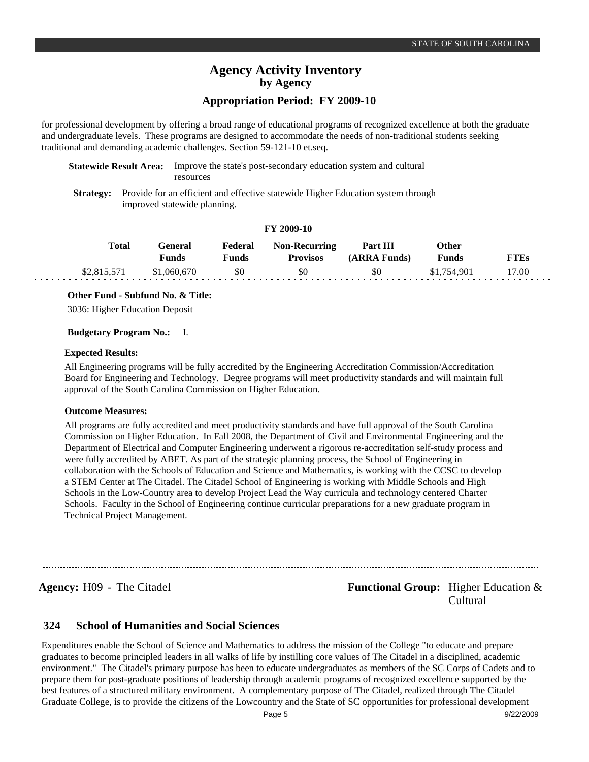for professional development by offering a broad range of educational programs of recognized excellence at both the graduate and undergraduate levels. These programs are designed to accommodate the needs of non-traditional students seeking traditional and demanding academic challenges. Section 59-121-10 et.seq.

**Statewide Result Area:** Improve the state's post-secondary education system and cultural resources

**Strategy:** Provide for an efficient and effective statewide Higher Education system through improved statewide planning.

**FY 2009-10**

| Total | General Funds | Federal Funds | Non-Recurring Provisos | Part III (ARRA Funds) | Other Funds | FTEs |
|---|---|---|---|---|---|---|
| $2,815,571 | $1,060,670 | $0 | $0 | $0 | $1,754,901 | 17.00 |

**Other Fund - Subfund No. & Title:**

3036: Higher Education Deposit

**Budgetary Program No.:** I.

**Expected Results:**

All Engineering programs will be fully accredited by the Engineering Accreditation Commission/Accreditation Board for Engineering and Technology. Degree programs will meet productivity standards and will maintain full approval of the South Carolina Commission on Higher Education.

**Outcome Measures:**

All programs are fully accredited and meet productivity standards and have full approval of the South Carolina Commission on Higher Education. In Fall 2008, the Department of Civil and Environmental Engineering and the Department of Electrical and Computer Engineering underwent a rigorous re-accreditation self-study process and were fully accredited by ABET. As part of the strategic planning process, the School of Engineering in collaboration with the Schools of Education and Science and Mathematics, is working with the CCSC to develop a STEM Center at The Citadel. The Citadel School of Engineering is working with Middle Schools and High Schools in the Low-Country area to develop Project Lead the Way curricula and technology centered Charter Schools. Faculty in the School of Engineering continue curricular preparations for a new graduate program in Technical Project Management.

---

**Agency:** H09 - The Citadel

**Functional Group:** Higher Education & Cultural

## 324 School of Humanities and Social Sciences

Expenditures enable the School of Science and Mathematics to address the mission of the College "to educate and prepare graduates to become principled leaders in all walks of life by instilling core values of The Citadel in a disciplined, academic environment." The Citadel's primary purpose has been to educate undergraduates as members of the SC Corps of Cadets and to prepare them for post-graduate positions of leadership through academic programs of recognized excellence supported by the best features of a structured military environment. A complementary purpose of The Citadel, realized through The Citadel Graduate College, is to provide the citizens of the Lowcountry and the State of SC opportunities for professional development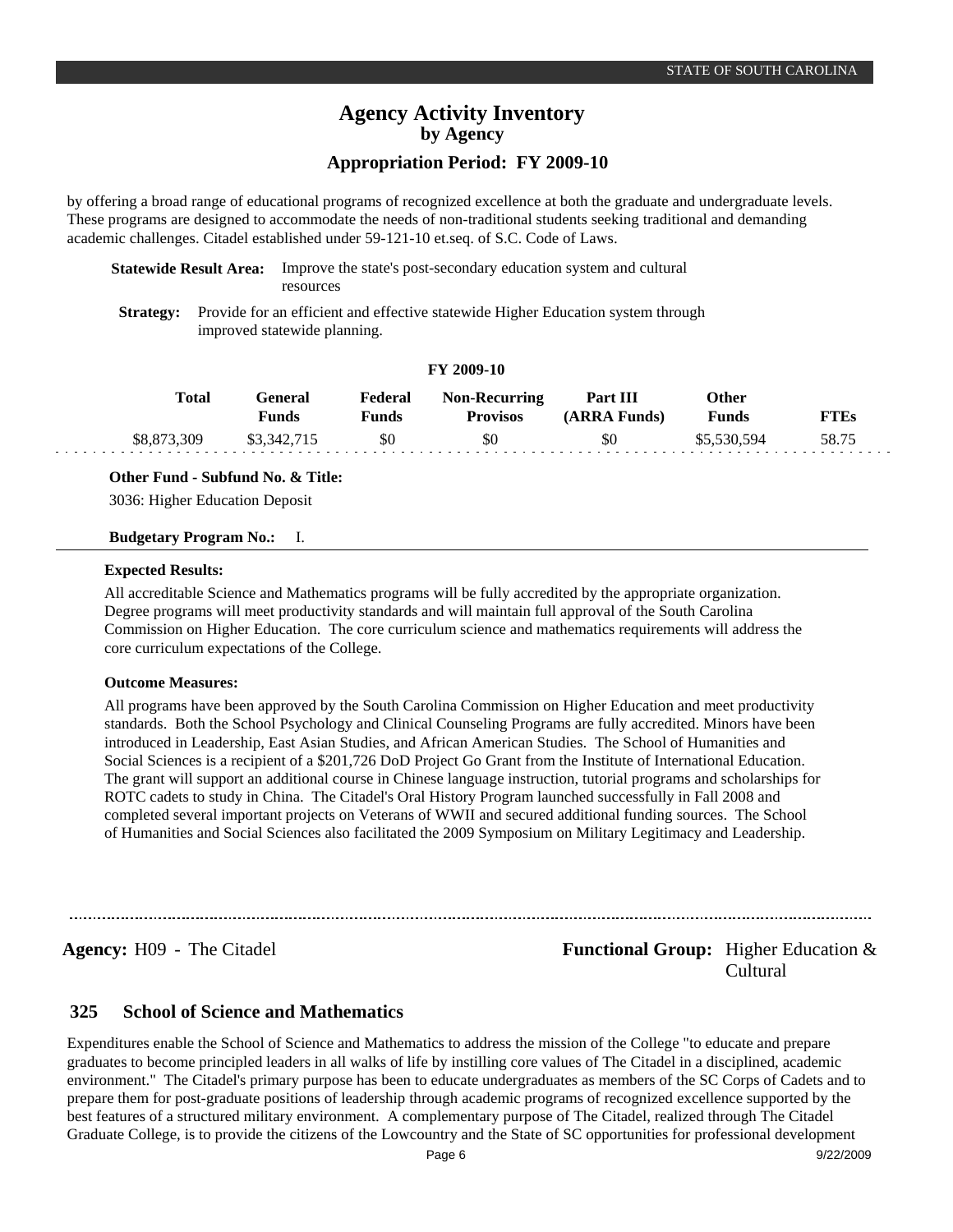by offering a broad range of educational programs of recognized excellence at both the graduate and undergraduate levels. These programs are designed to accommodate the needs of non-traditional students seeking traditional and demanding academic challenges. Citadel established under 59-121-10 et.seq. of S.C. Code of Laws.

**Statewide Result Area:** Improve the state's post-secondary education system and cultural resources

**Strategy:** Provide for an efficient and effective statewide Higher Education system through improved statewide planning.

**FY 2009-10**

| Total | General Funds | Federal Funds | Non-Recurring Provisos | Part III (ARRA Funds) | Other Funds | FTEs |
|---|---|---|---|---|---|---|
| $8,873,309 | $3,342,715 | $0 | $0 | $0 | $5,530,594 | 58.75 |

**Other Fund - Subfund No. & Title:**

3036: Higher Education Deposit

**Budgetary Program No.:** I.

**Expected Results:**

All accreditable Science and Mathematics programs will be fully accredited by the appropriate organization. Degree programs will meet productivity standards and will maintain full approval of the South Carolina Commission on Higher Education. The core curriculum science and mathematics requirements will address the core curriculum expectations of the College.

**Outcome Measures:**

All programs have been approved by the South Carolina Commission on Higher Education and meet productivity standards. Both the School Psychology and Clinical Counseling Programs are fully accredited. Minors have been introduced in Leadership, East Asian Studies, and African American Studies. The School of Humanities and Social Sciences is a recipient of a $201,726 DoD Project Go Grant from the Institute of International Education. The grant will support an additional course in Chinese language instruction, tutorial programs and scholarships for ROTC cadets to study in China. The Citadel's Oral History Program launched successfully in Fall 2008 and completed several important projects on Veterans of WWII and secured additional funding sources. The School of Humanities and Social Sciences also facilitated the 2009 Symposium on Military Legitimacy and Leadership.

---

**Agency:** H09 - The Citadel

**Functional Group:** Higher Education & Cultural

## 325 School of Science and Mathematics

Expenditures enable the School of Science and Mathematics to address the mission of the College "to educate and prepare graduates to become principled leaders in all walks of life by instilling core values of The Citadel in a disciplined, academic environment." The Citadel's primary purpose has been to educate undergraduates as members of the SC Corps of Cadets and to prepare them for post-graduate positions of leadership through academic programs of recognized excellence supported by the best features of a structured military environment. A complementary purpose of The Citadel, realized through The Citadel Graduate College, is to provide the citizens of the Lowcountry and the State of SC opportunities for professional development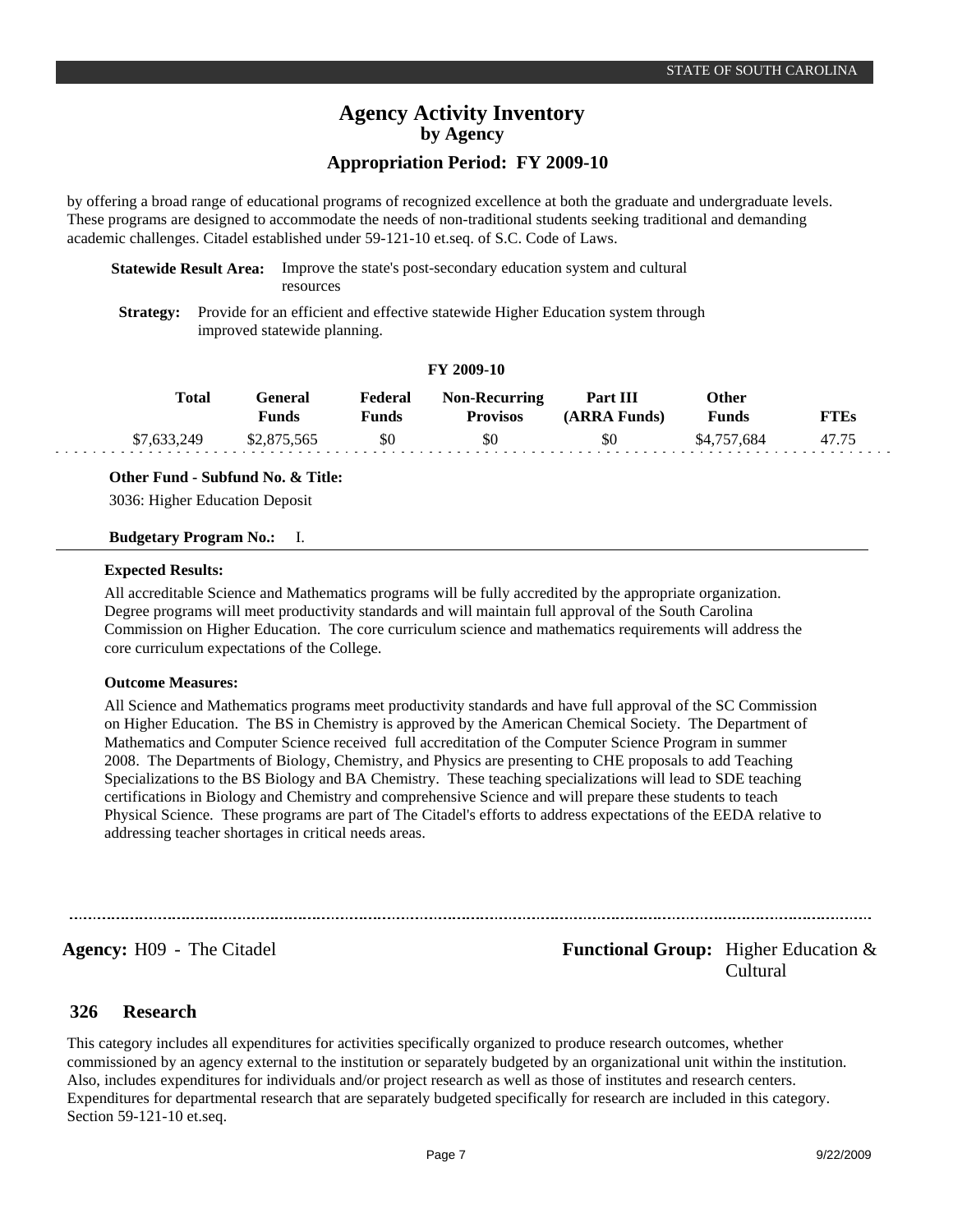by offering a broad range of educational programs of recognized excellence at both the graduate and undergraduate levels. These programs are designed to accommodate the needs of non-traditional students seeking traditional and demanding academic challenges. Citadel established under 59-121-10 et.seq. of S.C. Code of Laws.

**Statewide Result Area:** Improve the state's post-secondary education system and cultural resources

**Strategy:** Provide for an efficient and effective statewide Higher Education system through improved statewide planning.

**FY 2009-10**

| Total | General Funds | Federal Funds | Non-Recurring Provisos | Part III (ARRA Funds) | Other Funds | FTEs |
|---|---|---|---|---|---|---|
| $7,633,249 | $2,875,565 | $0 | $0 | $0 | $4,757,684 | 47.75 |

**Other Fund - Subfund No. & Title:**

3036: Higher Education Deposit

**Budgetary Program No.:** I.

**Expected Results:**

All accreditable Science and Mathematics programs will be fully accredited by the appropriate organization. Degree programs will meet productivity standards and will maintain full approval of the South Carolina Commission on Higher Education. The core curriculum science and mathematics requirements will address the core curriculum expectations of the College.

**Outcome Measures:**

All Science and Mathematics programs meet productivity standards and have full approval of the SC Commission on Higher Education. The BS in Chemistry is approved by the American Chemical Society. The Department of Mathematics and Computer Science received full accreditation of the Computer Science Program in summer 2008. The Departments of Biology, Chemistry, and Physics are presenting to CHE proposals to add Teaching Specializations to the BS Biology and BA Chemistry. These teaching specializations will lead to SDE teaching certifications in Biology and Chemistry and comprehensive Science and will prepare these students to teach Physical Science. These programs are part of The Citadel's efforts to address expectations of the EEDA relative to addressing teacher shortages in critical needs areas.

---

**Agency:** H09 - The Citadel

**Functional Group:** Higher Education & Cultural

## 326 Research

This category includes all expenditures for activities specifically organized to produce research outcomes, whether commissioned by an agency external to the institution or separately budgeted by an organizational unit within the institution. Also, includes expenditures for individuals and/or project research as well as those of institutes and research centers. Expenditures for departmental research that are separately budgeted specifically for research are included in this category. Section 59-121-10 et.seq.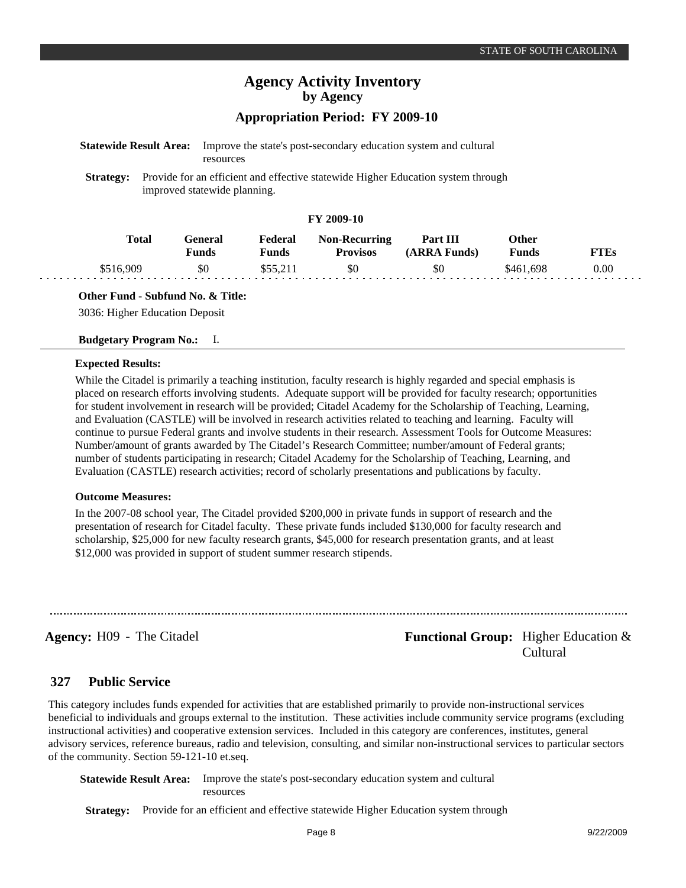**Statewide Result Area:** Improve the state's post-secondary education system and cultural resources

**Strategy:** Provide for an efficient and effective statewide Higher Education system through improved statewide planning.

**FY 2009-10**

| Total | General Funds | Federal Funds | Non-Recurring Provisos | Part III (ARRA Funds) | Other Funds | FTEs |
|---|---|---|---|---|---|---|
| $516,909 | $0 | $55,211 | $0 | $0 | $461,698 | 0.00 |

**Other Fund - Subfund No. & Title:**

3036: Higher Education Deposit

**Budgetary Program No.:** I.

**Expected Results:**

While the Citadel is primarily a teaching institution, faculty research is highly regarded and special emphasis is placed on research efforts involving students. Adequate support will be provided for faculty research; opportunities for student involvement in research will be provided; Citadel Academy for the Scholarship of Teaching, Learning, and Evaluation (CASTLE) will be involved in research activities related to teaching and learning. Faculty will continue to pursue Federal grants and involve students in their research. Assessment Tools for Outcome Measures: Number/amount of grants awarded by The Citadel's Research Committee; number/amount of Federal grants; number of students participating in research; Citadel Academy for the Scholarship of Teaching, Learning, and Evaluation (CASTLE) research activities; record of scholarly presentations and publications by faculty.

**Outcome Measures:**

In the 2007-08 school year, The Citadel provided $200,000 in private funds in support of research and the presentation of research for Citadel faculty. These private funds included $130,000 for faculty research and scholarship, $25,000 for new faculty research grants, $45,000 for research presentation grants, and at least $12,000 was provided in support of student summer research stipends.

---

**Agency:** H09 - The Citadel

**Functional Group:** Higher Education & Cultural

## 327 Public Service

This category includes funds expended for activities that are established primarily to provide non-instructional services beneficial to individuals and groups external to the institution. These activities include community service programs (excluding instructional activities) and cooperative extension services. Included in this category are conferences, institutes, general advisory services, reference bureaus, radio and television, consulting, and similar non-instructional services to particular sectors of the community. Section 59-121-10 et.seq.

**Statewide Result Area:** Improve the state's post-secondary education system and cultural resources

**Strategy:** Provide for an efficient and effective statewide Higher Education system through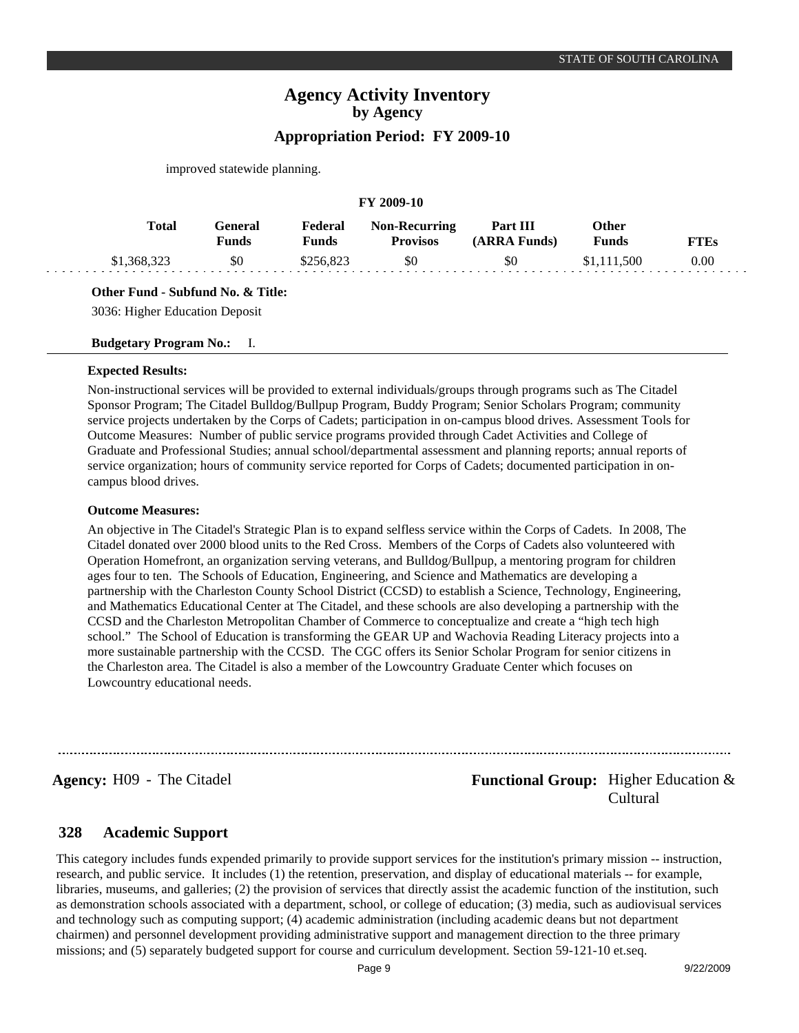improved statewide planning.

**FY 2009-10**

| Total | General Funds | Federal Funds | Non-Recurring Provisos | Part III (ARRA Funds) | Other Funds | FTEs |
|---|---|---|---|---|---|---|
| $1,368,323 | $0 | $256,823 | $0 | $0 | $1,111,500 | 0.00 |

**Other Fund - Subfund No. & Title:**

3036: Higher Education Deposit

**Budgetary Program No.:** I.

**Expected Results:**

Non-instructional services will be provided to external individuals/groups through programs such as The Citadel Sponsor Program; The Citadel Bulldog/Bullpup Program, Buddy Program; Senior Scholars Program; community service projects undertaken by the Corps of Cadets; participation in on-campus blood drives. Assessment Tools for Outcome Measures: Number of public service programs provided through Cadet Activities and College of Graduate and Professional Studies; annual school/departmental assessment and planning reports; annual reports of service organization; hours of community service reported for Corps of Cadets; documented participation in on-campus blood drives.

**Outcome Measures:**

An objective in The Citadel's Strategic Plan is to expand selfless service within the Corps of Cadets. In 2008, The Citadel donated over 2000 blood units to the Red Cross. Members of the Corps of Cadets also volunteered with Operation Homefront, an organization serving veterans, and Bulldog/Bullpup, a mentoring program for children ages four to ten. The Schools of Education, Engineering, and Science and Mathematics are developing a partnership with the Charleston County School District (CCSD) to establish a Science, Technology, Engineering, and Mathematics Educational Center at The Citadel, and these schools are also developing a partnership with the CCSD and the Charleston Metropolitan Chamber of Commerce to conceptualize and create a "high tech high school." The School of Education is transforming the GEAR UP and Wachovia Reading Literacy projects into a more sustainable partnership with the CCSD. The CGC offers its Senior Scholar Program for senior citizens in the Charleston area. The Citadel is also a member of the Lowcountry Graduate Center which focuses on Lowcountry educational needs.

---

**Agency:** H09 - The Citadel

**Functional Group:** Higher Education & Cultural

## 328 Academic Support

This category includes funds expended primarily to provide support services for the institution's primary mission -- instruction, research, and public service. It includes (1) the retention, preservation, and display of educational materials -- for example, libraries, museums, and galleries; (2) the provision of services that directly assist the academic function of the institution, such as demonstration schools associated with a department, school, or college of education; (3) media, such as audiovisual services and technology such as computing support; (4) academic administration (including academic deans but not department chairmen) and personnel development providing administrative support and management direction to the three primary missions; and (5) separately budgeted support for course and curriculum development. Section 59-121-10 et.seq.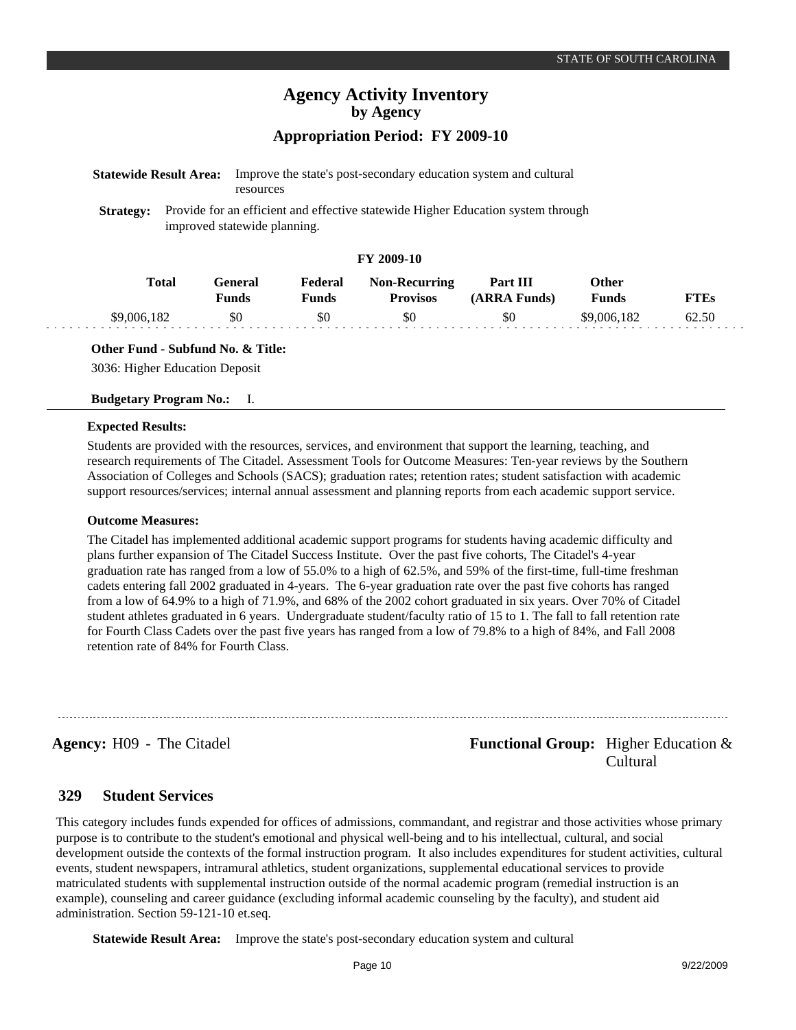# Agency Activity Inventory
## by Agency
### Appropriation Period: FY 2009-10

**Statewide Result Area:** Improve the state's post-secondary education system and cultural resources

**Strategy:** Provide for an efficient and effective statewide Higher Education system through improved statewide planning.

**FY 2009-10**

| Total | General Funds | Federal Funds | Non-Recurring Provisos | Part III (ARRA Funds) | Other Funds | FTEs |
|---|---|---|---|---|---|---|
| $9,006,182 | $0 | $0 | $0 | $0 | $9,006,182 | 62.50 |

**Other Fund - Subfund No. & Title:**

3036: Higher Education Deposit

**Budgetary Program No.:** I.

**Expected Results:**

Students are provided with the resources, services, and environment that support the learning, teaching, and research requirements of The Citadel. Assessment Tools for Outcome Measures: Ten-year reviews by the Southern Association of Colleges and Schools (SACS); graduation rates; retention rates; student satisfaction with academic support resources/services; internal annual assessment and planning reports from each academic support service.

**Outcome Measures:**

The Citadel has implemented additional academic support programs for students having academic difficulty and plans further expansion of The Citadel Success Institute. Over the past five cohorts, The Citadel's 4-year graduation rate has ranged from a low of 55.0% to a high of 62.5%, and 59% of the first-time, full-time freshman cadets entering fall 2002 graduated in 4-years. The 6-year graduation rate over the past five cohorts has ranged from a low of 64.9% to a high of 71.9%, and 68% of the 2002 cohort graduated in six years. Over 70% of Citadel student athletes graduated in 6 years. Undergraduate student/faculty ratio of 15 to 1. The fall to fall retention rate for Fourth Class Cadets over the past five years has ranged from a low of 79.8% to a high of 84%, and Fall 2008 retention rate of 84% for Fourth Class.

---

**Agency:** H09 - The Citadel

**Functional Group:** Higher Education & Cultural

## 329 Student Services

This category includes funds expended for offices of admissions, commandant, and registrar and those activities whose primary purpose is to contribute to the student's emotional and physical well-being and to his intellectual, cultural, and social development outside the contexts of the formal instruction program. It also includes expenditures for student activities, cultural events, student newspapers, intramural athletics, student organizations, supplemental educational services to provide matriculated students with supplemental instruction outside of the normal academic program (remedial instruction is an example), counseling and career guidance (excluding informal academic counseling by the faculty), and student aid administration. Section 59-121-10 et.seq.

**Statewide Result Area:** Improve the state's post-secondary education system and cultural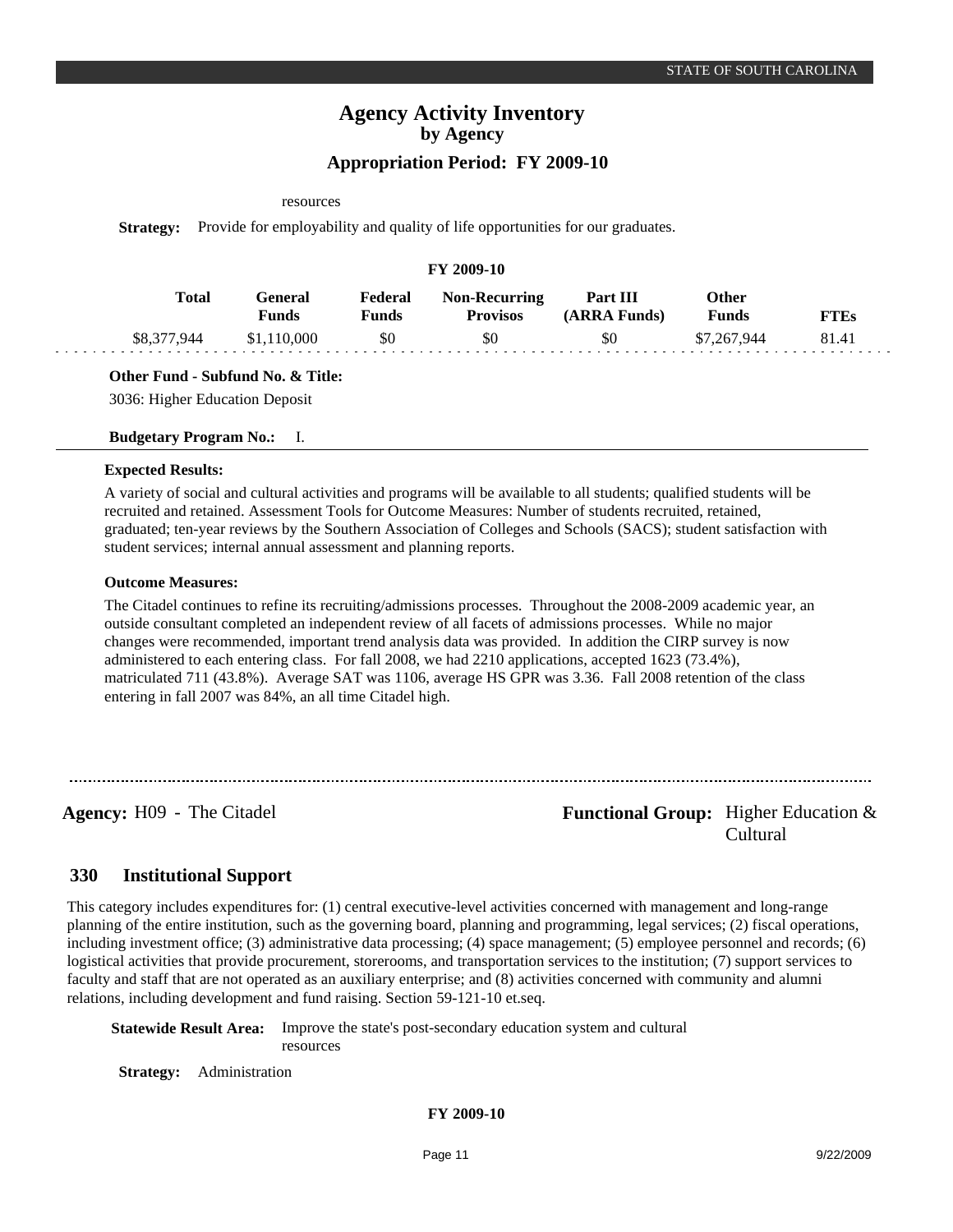resources

**Strategy:** Provide for employability and quality of life opportunities for our graduates.

**FY 2009-10**

| Total | General Funds | Federal Funds | Non-Recurring Provisos | Part III (ARRA Funds) | Other Funds | FTEs |
|---|---|---|---|---|---|---|
| $8,377,944 | $1,110,000 | $0 | $0 | $0 | $7,267,944 | 81.41 |

**Other Fund - Subfund No. & Title:**

3036: Higher Education Deposit

**Budgetary Program No.:** I.

**Expected Results:**

A variety of social and cultural activities and programs will be available to all students; qualified students will be recruited and retained. Assessment Tools for Outcome Measures: Number of students recruited, retained, graduated; ten-year reviews by the Southern Association of Colleges and Schools (SACS); student satisfaction with student services; internal annual assessment and planning reports.

**Outcome Measures:**

The Citadel continues to refine its recruiting/admissions processes. Throughout the 2008-2009 academic year, an outside consultant completed an independent review of all facets of admissions processes. While no major changes were recommended, important trend analysis data was provided. In addition the CIRP survey is now administered to each entering class. For fall 2008, we had 2210 applications, accepted 1623 (73.4%), matriculated 711 (43.8%). Average SAT was 1106, average HS GPR was 3.36. Fall 2008 retention of the class entering in fall 2007 was 84%, an all time Citadel high.

---

**Agency:** H09 - The Citadel

**Functional Group:** Higher Education & Cultural

## 330 Institutional Support

This category includes expenditures for: (1) central executive-level activities concerned with management and long-range planning of the entire institution, such as the governing board, planning and programming, legal services; (2) fiscal operations, including investment office; (3) administrative data processing; (4) space management; (5) employee personnel and records; (6) logistical activities that provide procurement, storerooms, and transportation services to the institution; (7) support services to faculty and staff that are not operated as an auxiliary enterprise; and (8) activities concerned with community and alumni relations, including development and fund raising. Section 59-121-10 et.seq.

**Statewide Result Area:** Improve the state's post-secondary education system and cultural resources

**Strategy:** Administration

**FY 2009-10**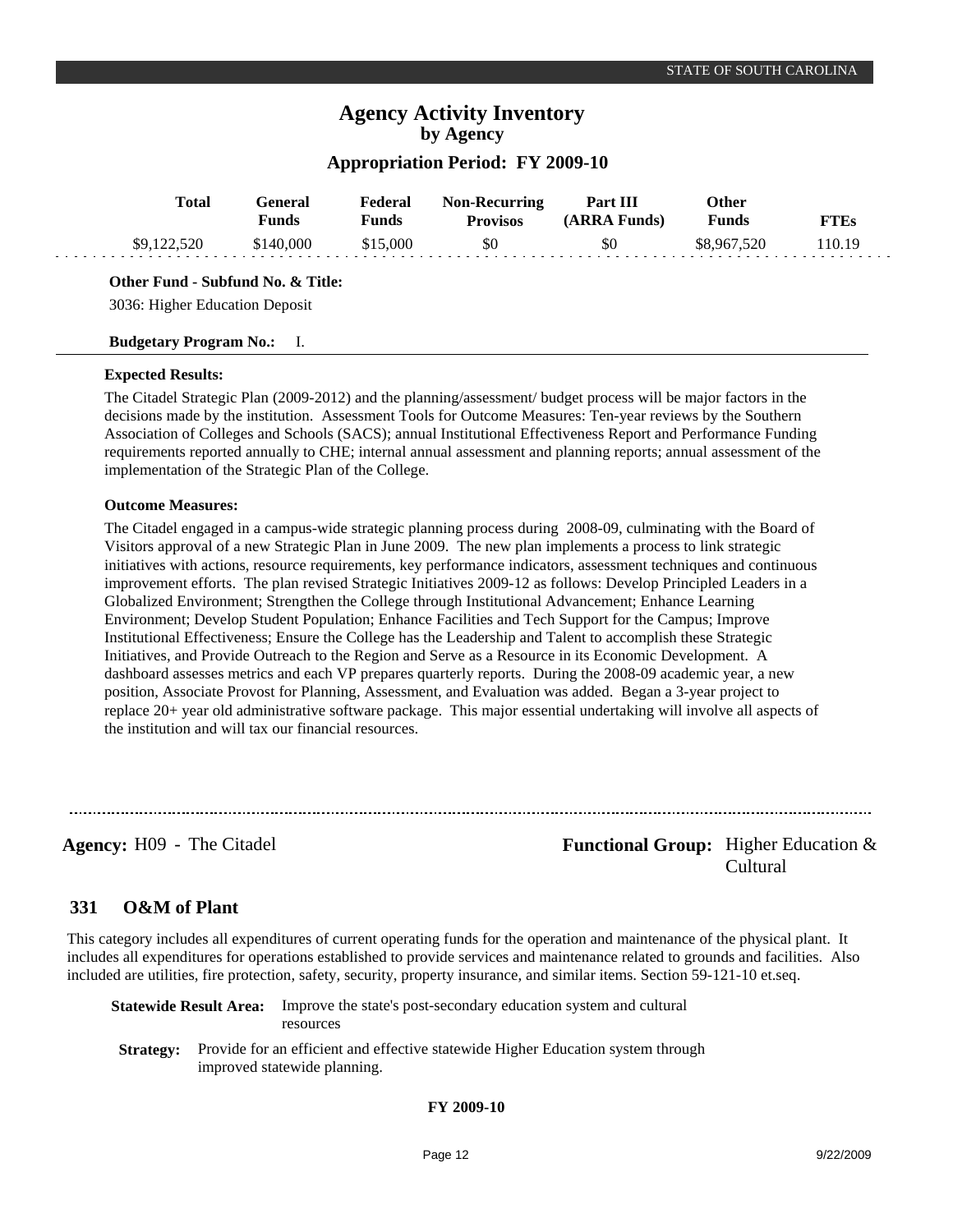# Agency Activity Inventory
### by Agency
### Appropriation Period: FY 2009-10

| Total | General Funds | Federal Funds | Non-Recurring Provisos | Part III (ARRA Funds) | Other Funds | FTEs |
|---|---|---|---|---|---|---|
| $9,122,520 | $140,000 | $15,000 | $0 | $0 | $8,967,520 | 110.19 |

**Other Fund - Subfund No. & Title:**

3036: Higher Education Deposit

**Budgetary Program No.:** I.

**Expected Results:**

The Citadel Strategic Plan (2009-2012) and the planning/assessment/ budget process will be major factors in the decisions made by the institution. Assessment Tools for Outcome Measures: Ten-year reviews by the Southern Association of Colleges and Schools (SACS); annual Institutional Effectiveness Report and Performance Funding requirements reported annually to CHE; internal annual assessment and planning reports; annual assessment of the implementation of the Strategic Plan of the College.

**Outcome Measures:**

The Citadel engaged in a campus-wide strategic planning process during 2008-09, culminating with the Board of Visitors approval of a new Strategic Plan in June 2009. The new plan implements a process to link strategic initiatives with actions, resource requirements, key performance indicators, assessment techniques and continuous improvement efforts. The plan revised Strategic Initiatives 2009-12 as follows: Develop Principled Leaders in a Globalized Environment; Strengthen the College through Institutional Advancement; Enhance Learning Environment; Develop Student Population; Enhance Facilities and Tech Support for the Campus; Improve Institutional Effectiveness; Ensure the College has the Leadership and Talent to accomplish these Strategic Initiatives, and Provide Outreach to the Region and Serve as a Resource in its Economic Development. A dashboard assesses metrics and each VP prepares quarterly reports. During the 2008-09 academic year, a new position, Associate Provost for Planning, Assessment, and Evaluation was added. Began a 3-year project to replace 20+ year old administrative software package. This major essential undertaking will involve all aspects of the institution and will tax our financial resources.

**Agency:** H09 - The Citadel

**Functional Group:** Higher Education & Cultural

## 331 O&M of Plant

This category includes all expenditures of current operating funds for the operation and maintenance of the physical plant. It includes all expenditures for operations established to provide services and maintenance related to grounds and facilities. Also included are utilities, fire protection, safety, security, property insurance, and similar items. Section 59-121-10 et.seq.

**Statewide Result Area:** Improve the state's post-secondary education system and cultural resources

**Strategy:** Provide for an efficient and effective statewide Higher Education system through improved statewide planning.

**FY 2009-10**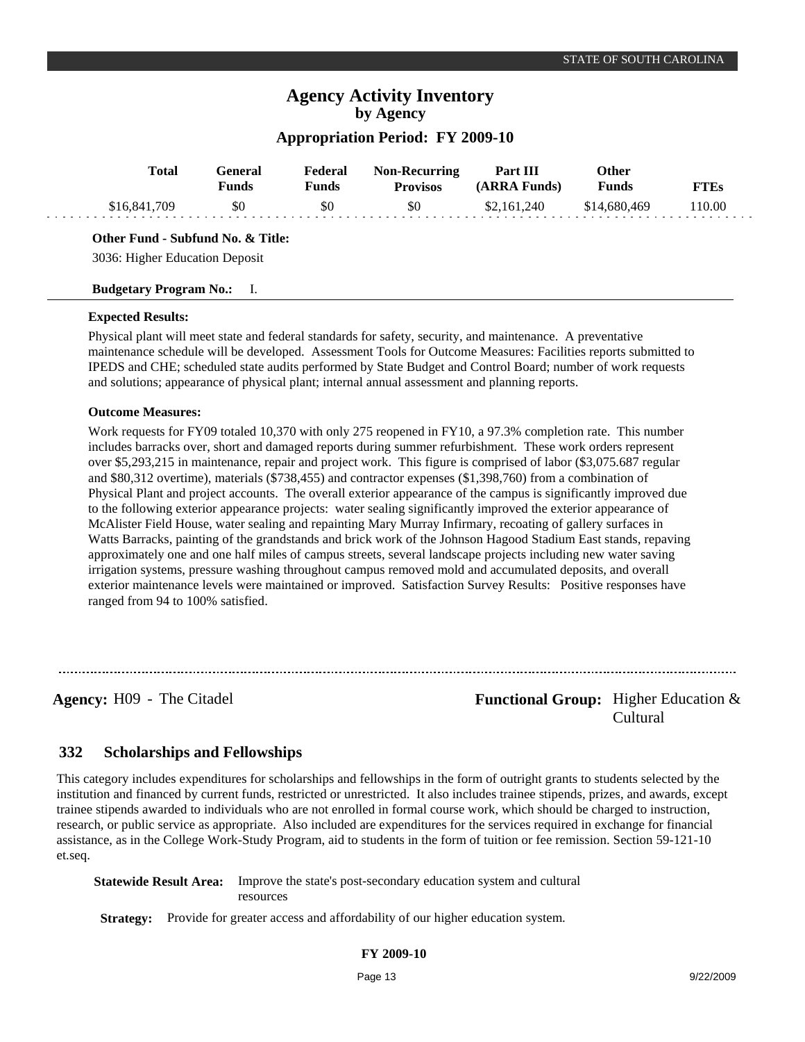## Agency Activity Inventory
### by Agency

**Appropriation Period: FY 2009-10**

| Total | General Funds | Federal Funds | Non-Recurring Provisos | Part III (ARRA Funds) | Other Funds | FTEs |
|---|---|---|---|---|---|---|
| $16,841,709 | $0 | $0 | $0 | $2,161,240 | $14,680,469 | 110.00 |

**Other Fund - Subfund No. & Title:**

3036: Higher Education Deposit

**Budgetary Program No.:** I.

**Expected Results:**

Physical plant will meet state and federal standards for safety, security, and maintenance. A preventative maintenance schedule will be developed. Assessment Tools for Outcome Measures: Facilities reports submitted to IPEDS and CHE; scheduled state audits performed by State Budget and Control Board; number of work requests and solutions; appearance of physical plant; internal annual assessment and planning reports.

**Outcome Measures:**

Work requests for FY09 totaled 10,370 with only 275 reopened in FY10, a 97.3% completion rate. This number includes barracks over, short and damaged reports during summer refurbishment. These work orders represent over $5,293,215 in maintenance, repair and project work. This figure is comprised of labor ($3,075.687 regular and $80,312 overtime), materials ($738,455) and contractor expenses ($1,398,760) from a combination of Physical Plant and project accounts. The overall exterior appearance of the campus is significantly improved due to the following exterior appearance projects: water sealing significantly improved the exterior appearance of McAlister Field House, water sealing and repainting Mary Murray Infirmary, recoating of gallery surfaces in Watts Barracks, painting of the grandstands and brick work of the Johnson Hagood Stadium East stands, repaving approximately one and one half miles of campus streets, several landscape projects including new water saving irrigation systems, pressure washing throughout campus removed mold and accumulated deposits, and overall exterior maintenance levels were maintained or improved. Satisfaction Survey Results: Positive responses have ranged from 94 to 100% satisfied.

---

**Agency:** H09 - The Citadel

**Functional Group:** Higher Education & Cultural

## 332 Scholarships and Fellowships

This category includes expenditures for scholarships and fellowships in the form of outright grants to students selected by the institution and financed by current funds, restricted or unrestricted. It also includes trainee stipends, prizes, and awards, except trainee stipends awarded to individuals who are not enrolled in formal course work, which should be charged to instruction, research, or public service as appropriate. Also included are expenditures for the services required in exchange for financial assistance, as in the College Work-Study Program, aid to students in the form of tuition or fee remission. Section 59-121-10 et.seq.

**Statewide Result Area:** Improve the state's post-secondary education system and cultural resources

**Strategy:** Provide for greater access and affordability of our higher education system.

**FY 2009-10**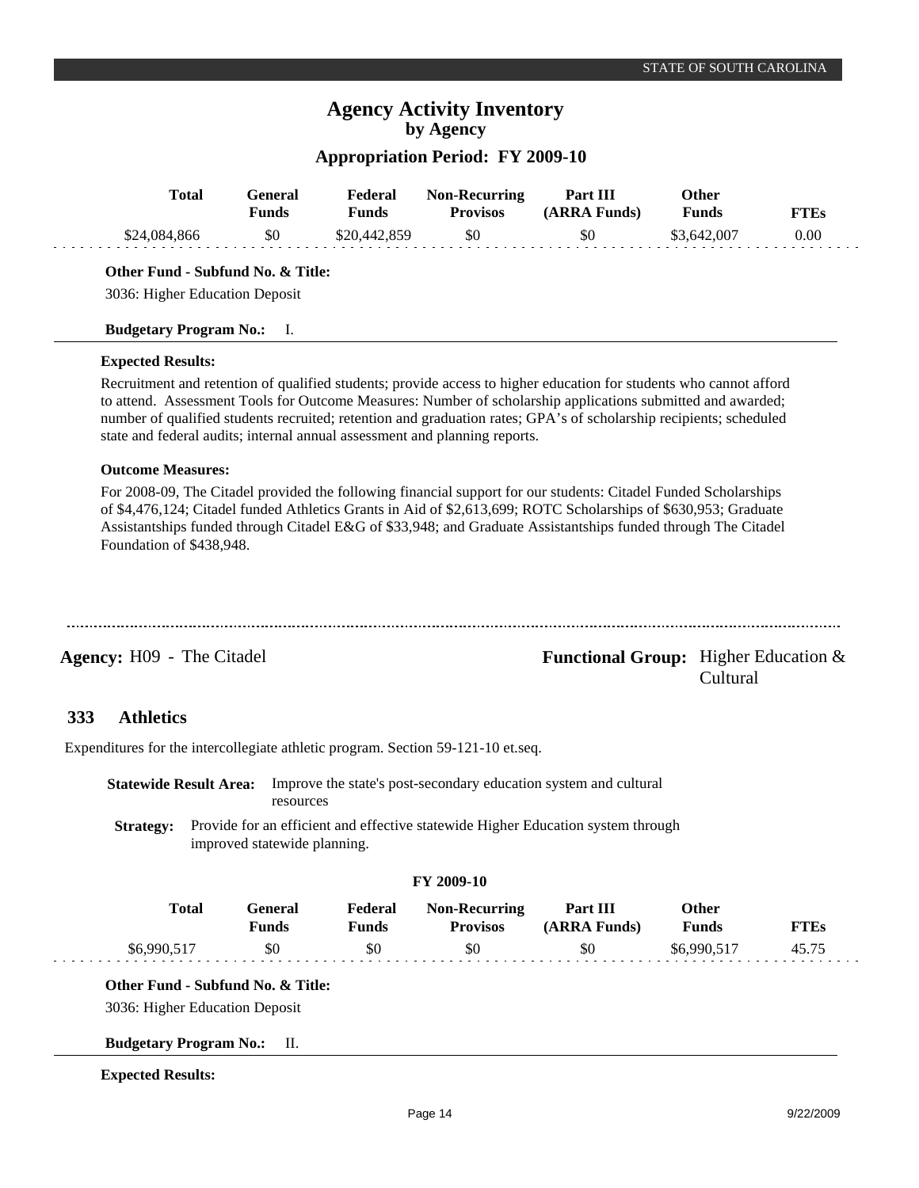# Agency Activity Inventory
## by Agency
### Appropriation Period: FY 2009-10

| Total | General Funds | Federal Funds | Non-Recurring Provisos | Part III (ARRA Funds) | Other Funds | FTEs |
|---|---|---|---|---|---|---|
| $24,084,866 | $0 | $20,442,859 | $0 | $0 | $3,642,007 | 0.00 |

**Other Fund - Subfund No. & Title:**

3036: Higher Education Deposit

**Budgetary Program No.:** I.

**Expected Results:**

Recruitment and retention of qualified students; provide access to higher education for students who cannot afford to attend. Assessment Tools for Outcome Measures: Number of scholarship applications submitted and awarded; number of qualified students recruited; retention and graduation rates; GPA's of scholarship recipients; scheduled state and federal audits; internal annual assessment and planning reports.

**Outcome Measures:**

For 2008-09, The Citadel provided the following financial support for our students: Citadel Funded Scholarships of $4,476,124; Citadel funded Athletics Grants in Aid of $2,613,699; ROTC Scholarships of $630,953; Graduate Assistantships funded through Citadel E&G of $33,948; and Graduate Assistantships funded through The Citadel Foundation of $438,948.

---

**Agency:** H09 - The Citadel

**Functional Group:** Higher Education & Cultural

## 333 Athletics

Expenditures for the intercollegiate athletic program. Section 59-121-10 et.seq.

**Statewide Result Area:** Improve the state's post-secondary education system and cultural resources

**Strategy:** Provide for an efficient and effective statewide Higher Education system through improved statewide planning.

**FY 2009-10**

| Total | General Funds | Federal Funds | Non-Recurring Provisos | Part III (ARRA Funds) | Other Funds | FTEs |
|---|---|---|---|---|---|---|
| $6,990,517 | $0 | $0 | $0 | $0 | $6,990,517 | 45.75 |

**Other Fund - Subfund No. & Title:**

3036: Higher Education Deposit

**Budgetary Program No.:** II.

**Expected Results:**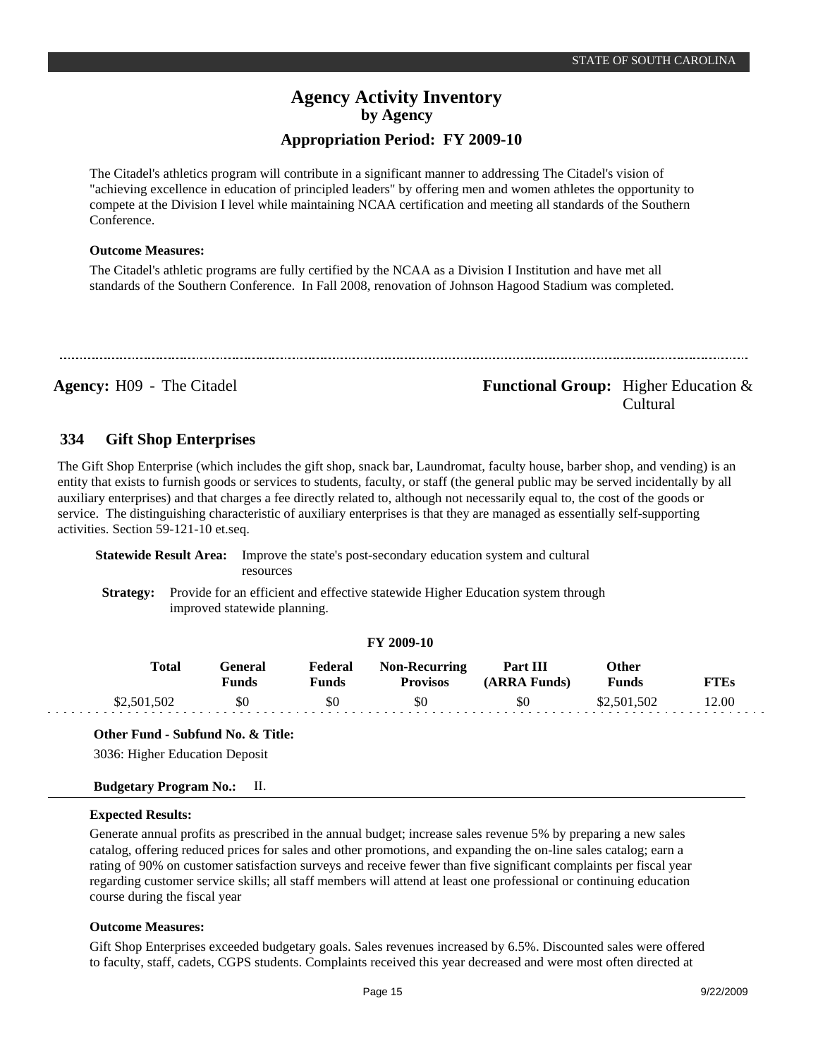The Citadel's athletics program will contribute in a significant manner to addressing The Citadel's vision of "achieving excellence in education of principled leaders" by offering men and women athletes the opportunity to compete at the Division I level while maintaining NCAA certification and meeting all standards of the Southern Conference.

**Outcome Measures:**

The Citadel's athletic programs are fully certified by the NCAA as a Division I Institution and have met all standards of the Southern Conference. In Fall 2008, renovation of Johnson Hagood Stadium was completed.

---

**Agency:** H09 - The Citadel **Functional Group:** Higher Education & Cultural

## 334 Gift Shop Enterprises

The Gift Shop Enterprise (which includes the gift shop, snack bar, Laundromat, faculty house, barber shop, and vending) is an entity that exists to furnish goods or services to students, faculty, or staff (the general public may be served incidentally by all auxiliary enterprises) and that charges a fee directly related to, although not necessarily equal to, the cost of the goods or service. The distinguishing characteristic of auxiliary enterprises is that they are managed as essentially self-supporting activities. Section 59-121-10 et.seq.

**Statewide Result Area:** Improve the state's post-secondary education system and cultural resources

**Strategy:** Provide for an efficient and effective statewide Higher Education system through improved statewide planning.

**FY 2009-10**

| Total | General Funds | Federal Funds | Non-Recurring Provisos | Part III (ARRA Funds) | Other Funds | FTEs |
|---|---|---|---|---|---|---|
| $2,501,502 | $0 | $0 | $0 | $0 | $2,501,502 | 12.00 |

**Other Fund - Subfund No. & Title:**

3036: Higher Education Deposit

**Budgetary Program No.:** II.

**Expected Results:**

Generate annual profits as prescribed in the annual budget; increase sales revenue 5% by preparing a new sales catalog, offering reduced prices for sales and other promotions, and expanding the on-line sales catalog; earn a rating of 90% on customer satisfaction surveys and receive fewer than five significant complaints per fiscal year regarding customer service skills; all staff members will attend at least one professional or continuing education course during the fiscal year

**Outcome Measures:**

Gift Shop Enterprises exceeded budgetary goals. Sales revenues increased by 6.5%. Discounted sales were offered to faculty, staff, cadets, CGPS students. Complaints received this year decreased and were most often directed at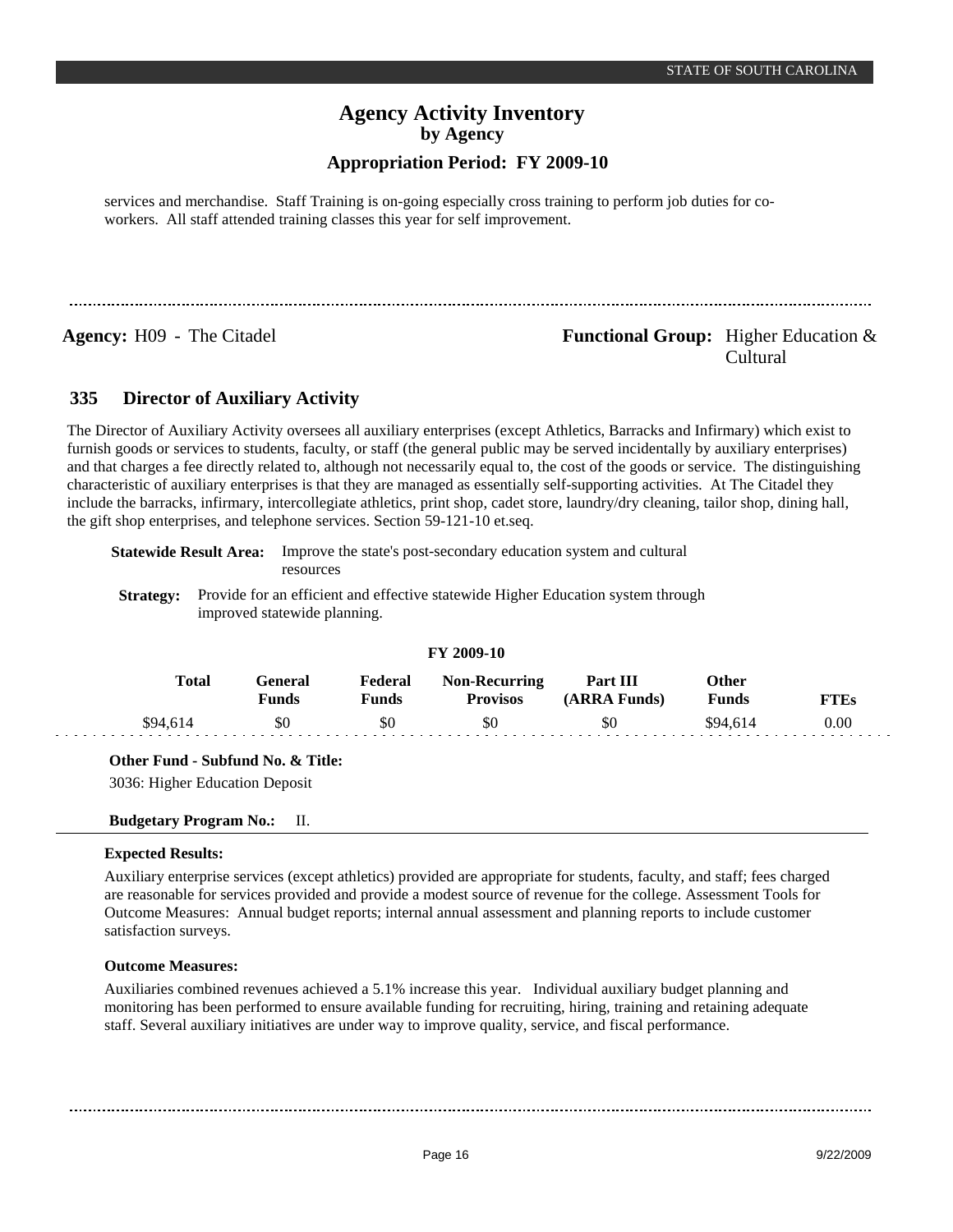services and merchandise. Staff Training is on-going especially cross training to perform job duties for co-workers. All staff attended training classes this year for self improvement.

**Agency:** H09 - The Citadel

**Functional Group:** Higher Education & Cultural

## 335 Director of Auxiliary Activity

The Director of Auxiliary Activity oversees all auxiliary enterprises (except Athletics, Barracks and Infirmary) which exist to furnish goods or services to students, faculty, or staff (the general public may be served incidentally by auxiliary enterprises) and that charges a fee directly related to, although not necessarily equal to, the cost of the goods or service. The distinguishing characteristic of auxiliary enterprises is that they are managed as essentially self-supporting activities. At The Citadel they include the barracks, infirmary, intercollegiate athletics, print shop, cadet store, laundry/dry cleaning, tailor shop, dining hall, the gift shop enterprises, and telephone services. Section 59-121-10 et.seq.

**Statewide Result Area:** Improve the state's post-secondary education system and cultural resources

**Strategy:** Provide for an efficient and effective statewide Higher Education system through improved statewide planning.

**FY 2009-10**

| Total | General Funds | Federal Funds | Non-Recurring Provisos | Part III (ARRA Funds) | Other Funds | FTEs |
|---|---|---|---|---|---|---|
| $94,614 | $0 | $0 | $0 | $0 | $94,614 | 0.00 |

**Other Fund - Subfund No. & Title:**

3036: Higher Education Deposit

**Budgetary Program No.:** II.

**Expected Results:**

Auxiliary enterprise services (except athletics) provided are appropriate for students, faculty, and staff; fees charged are reasonable for services provided and provide a modest source of revenue for the college. Assessment Tools for Outcome Measures: Annual budget reports; internal annual assessment and planning reports to include customer satisfaction surveys.

**Outcome Measures:**

Auxiliaries combined revenues achieved a 5.1% increase this year. Individual auxiliary budget planning and monitoring has been performed to ensure available funding for recruiting, hiring, training and retaining adequate staff. Several auxiliary initiatives are under way to improve quality, service, and fiscal performance.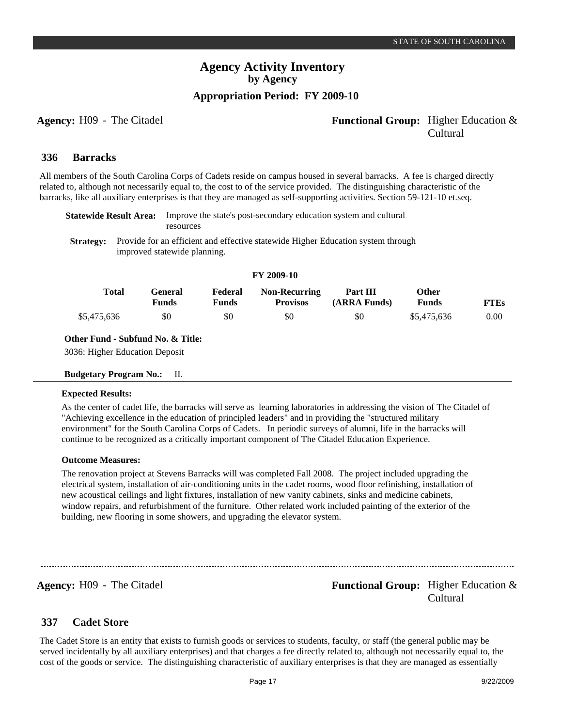# Agency Activity Inventory
## by Agency
### Appropriation Period: FY 2009-10

**Agency:** H09 - The Citadel

**Functional Group:** Higher Education & Cultural

## 336 Barracks

All members of the South Carolina Corps of Cadets reside on campus housed in several barracks. A fee is charged directly related to, although not necessarily equal to, the cost to of the service provided. The distinguishing characteristic of the barracks, like all auxiliary enterprises is that they are managed as self-supporting activities. Section 59-121-10 et.seq.

**Statewide Result Area:** Improve the state's post-secondary education system and cultural resources

**Strategy:** Provide for an efficient and effective statewide Higher Education system through improved statewide planning.

**FY 2009-10**

| Total | General Funds | Federal Funds | Non-Recurring Provisos | Part III (ARRA Funds) | Other Funds | FTEs |
|---|---|---|---|---|---|---|
| $5,475,636 | $0 | $0 | $0 | $0 | $5,475,636 | 0.00 |

**Other Fund - Subfund No. & Title:**

3036: Higher Education Deposit

**Budgetary Program No.:** II.

**Expected Results:**

As the center of cadet life, the barracks will serve as learning laboratories in addressing the vision of The Citadel of "Achieving excellence in the education of principled leaders" and in providing the "structured military environment" for the South Carolina Corps of Cadets. In periodic surveys of alumni, life in the barracks will continue to be recognized as a critically important component of The Citadel Education Experience.

**Outcome Measures:**

The renovation project at Stevens Barracks will was completed Fall 2008. The project included upgrading the electrical system, installation of air-conditioning units in the cadet rooms, wood floor refinishing, installation of new acoustical ceilings and light fixtures, installation of new vanity cabinets, sinks and medicine cabinets, window repairs, and refurbishment of the furniture. Other related work included painting of the exterior of the building, new flooring in some showers, and upgrading the elevator system.

---

**Agency:** H09 - The Citadel

**Functional Group:** Higher Education & Cultural

## 337 Cadet Store

The Cadet Store is an entity that exists to furnish goods or services to students, faculty, or staff (the general public may be served incidentally by all auxiliary enterprises) and that charges a fee directly related to, although not necessarily equal to, the cost of the goods or service. The distinguishing characteristic of auxiliary enterprises is that they are managed as essentially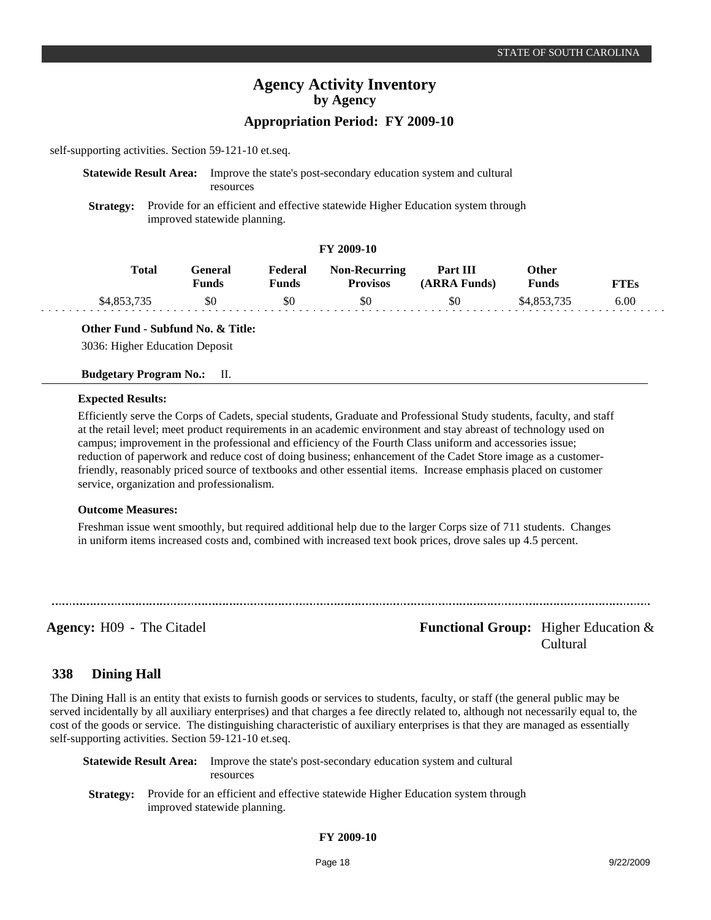self-supporting activities. Section 59-121-10 et.seq.

**Statewide Result Area:** Improve the state's post-secondary education system and cultural resources

**Strategy:** Provide for an efficient and effective statewide Higher Education system through improved statewide planning.

**FY 2009-10**

| Total | General Funds | Federal Funds | Non-Recurring Provisos | Part III (ARRA Funds) | Other Funds | FTEs |
|---|---|---|---|---|---|---|
| $4,853,735 | $0 | $0 | $0 | $0 | $4,853,735 | 6.00 |

**Other Fund - Subfund No. & Title:**

3036: Higher Education Deposit

**Budgetary Program No.:** II.

**Expected Results:**

Efficiently serve the Corps of Cadets, special students, Graduate and Professional Study students, faculty, and staff at the retail level; meet product requirements in an academic environment and stay abreast of technology used on campus; improvement in the professional and efficiency of the Fourth Class uniform and accessories issue; reduction of paperwork and reduce cost of doing business; enhancement of the Cadet Store image as a customer-friendly, reasonably priced source of textbooks and other essential items. Increase emphasis placed on customer service, organization and professionalism.

**Outcome Measures:**

Freshman issue went smoothly, but required additional help due to the larger Corps size of 711 students. Changes in uniform items increased costs and, combined with increased text book prices, drove sales up 4.5 percent.

---

**Agency:** H09 - The Citadel

**Functional Group:** Higher Education & Cultural

## 338 Dining Hall

The Dining Hall is an entity that exists to furnish goods or services to students, faculty, or staff (the general public may be served incidentally by all auxiliary enterprises) and that charges a fee directly related to, although not necessarily equal to, the cost of the goods or service. The distinguishing characteristic of auxiliary enterprises is that they are managed as essentially self-supporting activities. Section 59-121-10 et.seq.

**Statewide Result Area:** Improve the state's post-secondary education system and cultural resources

**Strategy:** Provide for an efficient and effective statewide Higher Education system through improved statewide planning.

**FY 2009-10**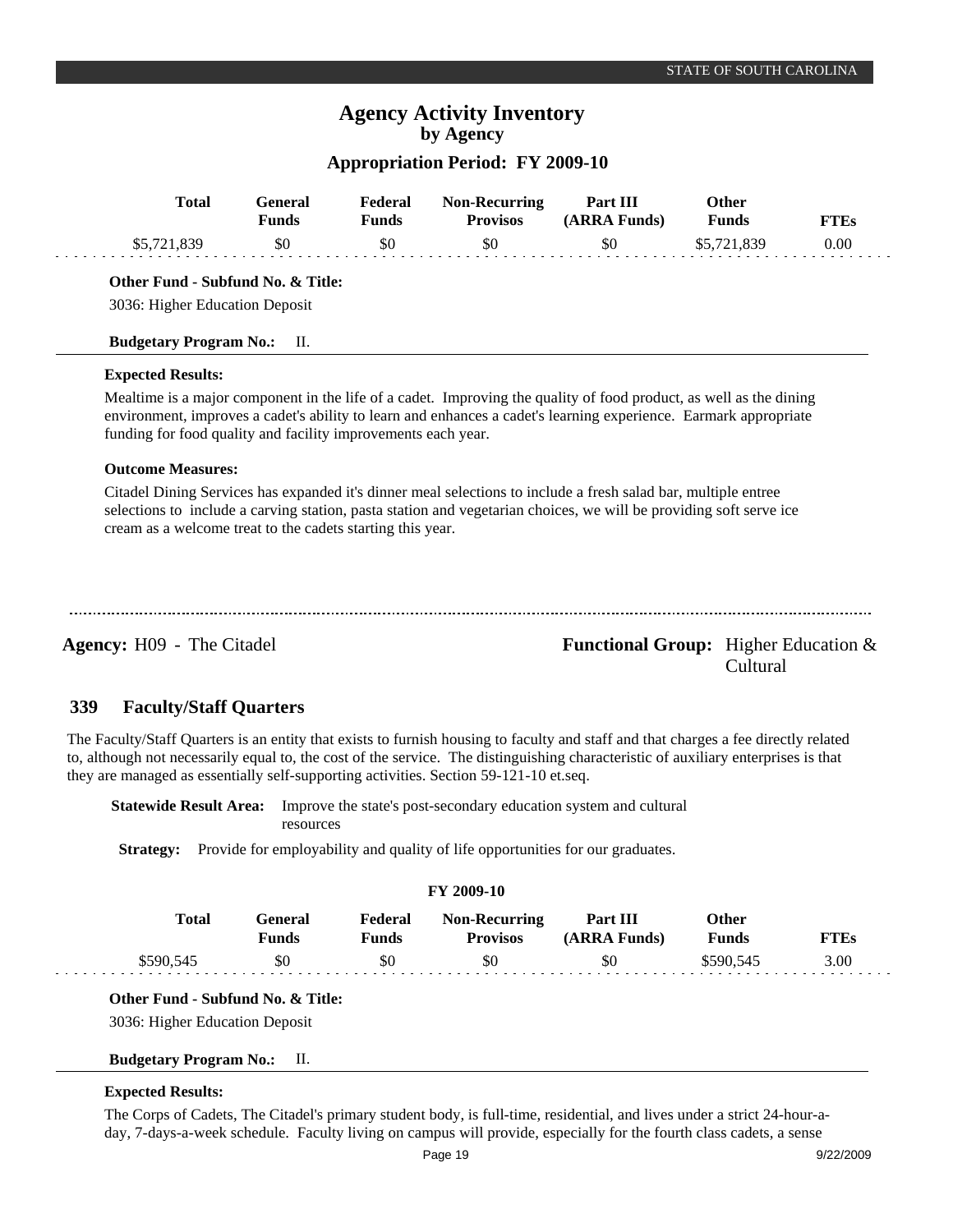## Agency Activity Inventory
### by Agency
### Appropriation Period: FY 2009-10

| Total | General Funds | Federal Funds | Non-Recurring Provisos | Part III (ARRA Funds) | Other Funds | FTEs |
|---|---|---|---|---|---|---|
| \$5,721,839 | \$0 | \$0 | \$0 | \$0 | \$5,721,839 | 0.00 |

**Other Fund - Subfund No. & Title:**

3036: Higher Education Deposit

**Budgetary Program No.:** II.

**Expected Results:**

Mealtime is a major component in the life of a cadet. Improving the quality of food product, as well as the dining environment, improves a cadet's ability to learn and enhances a cadet's learning experience. Earmark appropriate funding for food quality and facility improvements each year.

**Outcome Measures:**

Citadel Dining Services has expanded it's dinner meal selections to include a fresh salad bar, multiple entree selections to include a carving station, pasta station and vegetarian choices, we will be providing soft serve ice cream as a welcome treat to the cadets starting this year.

---

**Agency:** H09 - The Citadel

**Functional Group:** Higher Education & Cultural

## 339 Faculty/Staff Quarters

The Faculty/Staff Quarters is an entity that exists to furnish housing to faculty and staff and that charges a fee directly related to, although not necessarily equal to, the cost of the service. The distinguishing characteristic of auxiliary enterprises is that they are managed as essentially self-supporting activities. Section 59-121-10 et.seq.

**Statewide Result Area:** Improve the state's post-secondary education system and cultural resources

**Strategy:** Provide for employability and quality of life opportunities for our graduates.

**FY 2009-10**

| Total | General Funds | Federal Funds | Non-Recurring Provisos | Part III (ARRA Funds) | Other Funds | FTEs |
|---|---|---|---|---|---|---|
| \$590,545 | \$0 | \$0 | \$0 | \$0 | \$590,545 | 3.00 |

**Other Fund - Subfund No. & Title:**

3036: Higher Education Deposit

**Budgetary Program No.:** II.

**Expected Results:**

The Corps of Cadets, The Citadel's primary student body, is full-time, residential, and lives under a strict 24-hour-a-day, 7-days-a-week schedule. Faculty living on campus will provide, especially for the fourth class cadets, a sense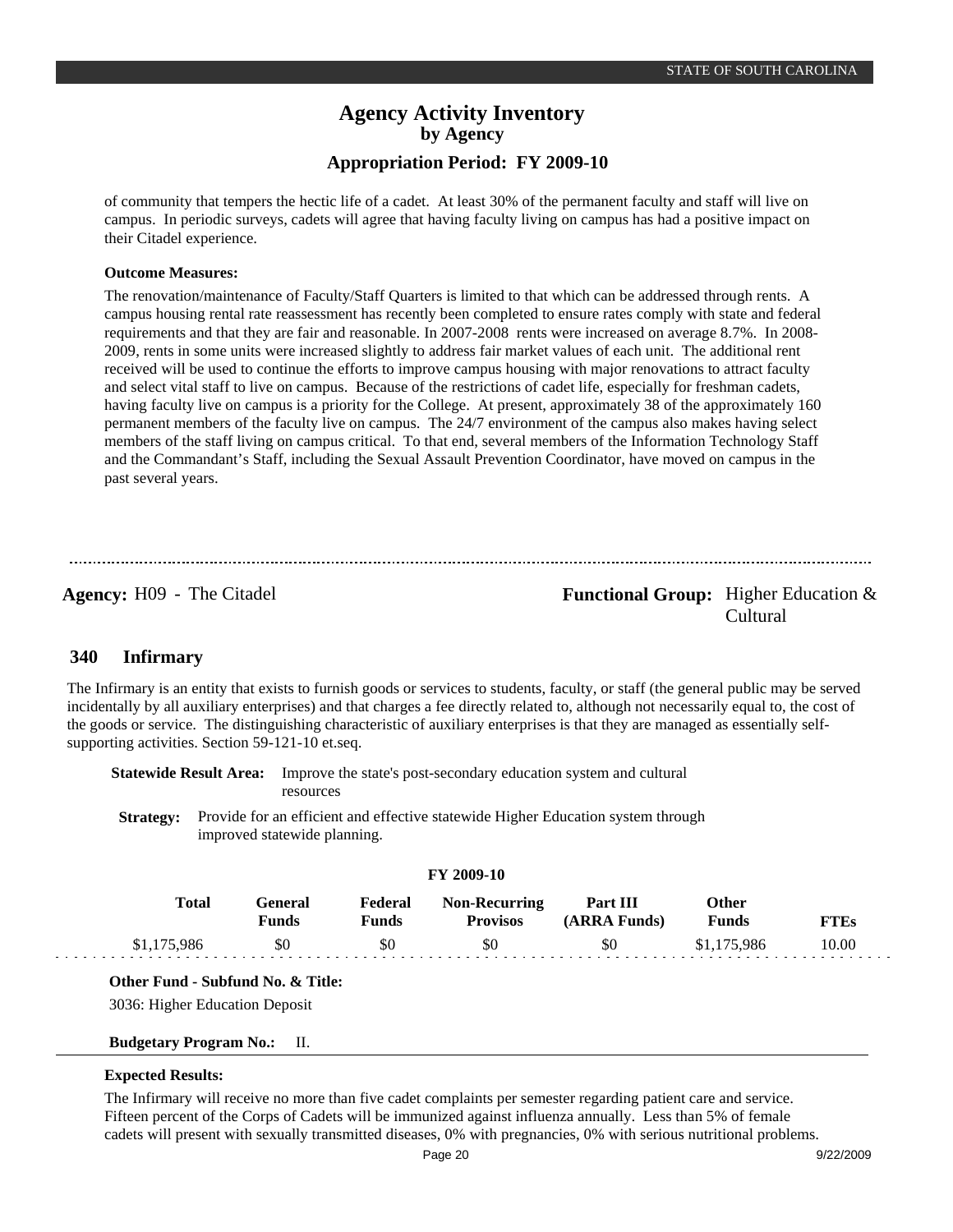of community that tempers the hectic life of a cadet. At least 30% of the permanent faculty and staff will live on campus. In periodic surveys, cadets will agree that having faculty living on campus has had a positive impact on their Citadel experience.

**Outcome Measures:**

The renovation/maintenance of Faculty/Staff Quarters is limited to that which can be addressed through rents. A campus housing rental rate reassessment has recently been completed to ensure rates comply with state and federal requirements and that they are fair and reasonable. In 2007-2008 rents were increased on average 8.7%. In 2008-2009, rents in some units were increased slightly to address fair market values of each unit. The additional rent received will be used to continue the efforts to improve campus housing with major renovations to attract faculty and select vital staff to live on campus. Because of the restrictions of cadet life, especially for freshman cadets, having faculty live on campus is a priority for the College. At present, approximately 38 of the approximately 160 permanent members of the faculty live on campus. The 24/7 environment of the campus also makes having select members of the staff living on campus critical. To that end, several members of the Information Technology Staff and the Commandant's Staff, including the Sexual Assault Prevention Coordinator, have moved on campus in the past several years.

---

**Agency:** H09 - The Citadel

**Functional Group:** Higher Education & Cultural

## 340 Infirmary

The Infirmary is an entity that exists to furnish goods or services to students, faculty, or staff (the general public may be served incidentally by all auxiliary enterprises) and that charges a fee directly related to, although not necessarily equal to, the cost of the goods or service. The distinguishing characteristic of auxiliary enterprises is that they are managed as essentially self-supporting activities. Section 59-121-10 et.seq.

**Statewide Result Area:** Improve the state's post-secondary education system and cultural resources

**Strategy:** Provide for an efficient and effective statewide Higher Education system through improved statewide planning.

**FY 2009-10**

| Total | General Funds | Federal Funds | Non-Recurring Provisos | Part III (ARRA Funds) | Other Funds | FTEs |
|---|---|---|---|---|---|---|
| $1,175,986 | $0 | $0 | $0 | $0 | $1,175,986 | 10.00 |

**Other Fund - Subfund No. & Title:**

3036: Higher Education Deposit

**Budgetary Program No.:** II.

**Expected Results:**

The Infirmary will receive no more than five cadet complaints per semester regarding patient care and service. Fifteen percent of the Corps of Cadets will be immunized against influenza annually. Less than 5% of female cadets will present with sexually transmitted diseases, 0% with pregnancies, 0% with serious nutritional problems.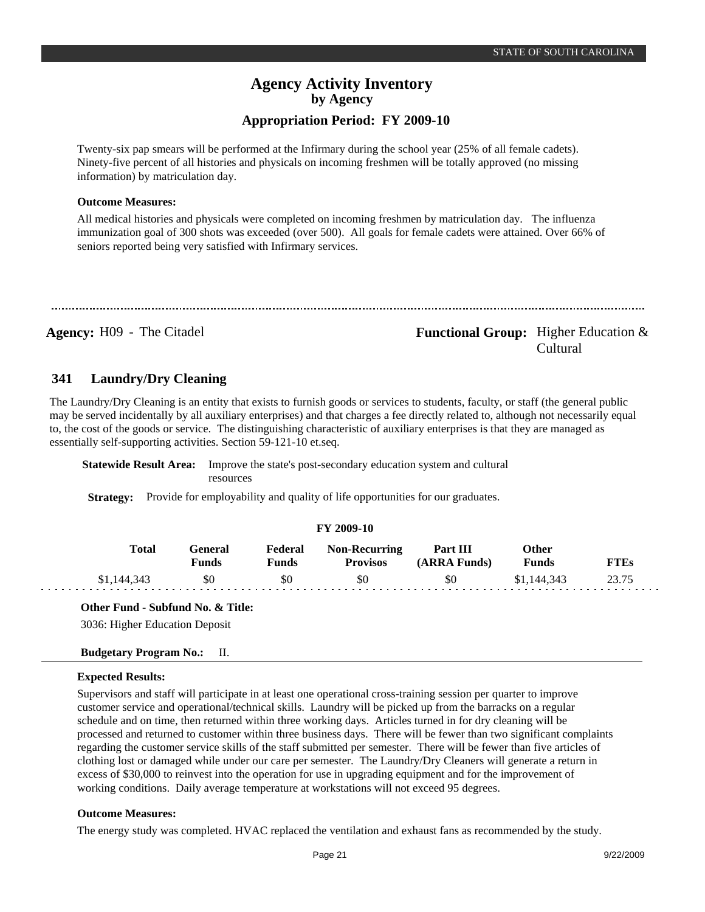Twenty-six pap smears will be performed at the Infirmary during the school year (25% of all female cadets). Ninety-five percent of all histories and physicals on incoming freshmen will be totally approved (no missing information) by matriculation day.

**Outcome Measures:**

All medical histories and physicals were completed on incoming freshmen by matriculation day. The influenza immunization goal of 300 shots was exceeded (over 500). All goals for female cadets were attained. Over 66% of seniors reported being very satisfied with Infirmary services.

---

**Agency:** H09 - The Citadel

**Functional Group:** Higher Education & Cultural

## 341 Laundry/Dry Cleaning

The Laundry/Dry Cleaning is an entity that exists to furnish goods or services to students, faculty, or staff (the general public may be served incidentally by all auxiliary enterprises) and that charges a fee directly related to, although not necessarily equal to, the cost of the goods or service. The distinguishing characteristic of auxiliary enterprises is that they are managed as essentially self-supporting activities. Section 59-121-10 et.seq.

**Statewide Result Area:** Improve the state's post-secondary education system and cultural resources

**Strategy:** Provide for employability and quality of life opportunities for our graduates.

**FY 2009-10**

| Total | General Funds | Federal Funds | Non-Recurring Provisos | Part III (ARRA Funds) | Other Funds | FTEs |
|---|---|---|---|---|---|---|
| $1,144,343 | $0 | $0 | $0 | $0 | $1,144,343 | 23.75 |

**Other Fund - Subfund No. & Title:**

3036: Higher Education Deposit

**Budgetary Program No.:** II.

**Expected Results:**

Supervisors and staff will participate in at least one operational cross-training session per quarter to improve customer service and operational/technical skills. Laundry will be picked up from the barracks on a regular schedule and on time, then returned within three working days. Articles turned in for dry cleaning will be processed and returned to customer within three business days. There will be fewer than two significant complaints regarding the customer service skills of the staff submitted per semester. There will be fewer than five articles of clothing lost or damaged while under our care per semester. The Laundry/Dry Cleaners will generate a return in excess of $30,000 to reinvest into the operation for use in upgrading equipment and for the improvement of working conditions. Daily average temperature at workstations will not exceed 95 degrees.

**Outcome Measures:**

The energy study was completed. HVAC replaced the ventilation and exhaust fans as recommended by the study.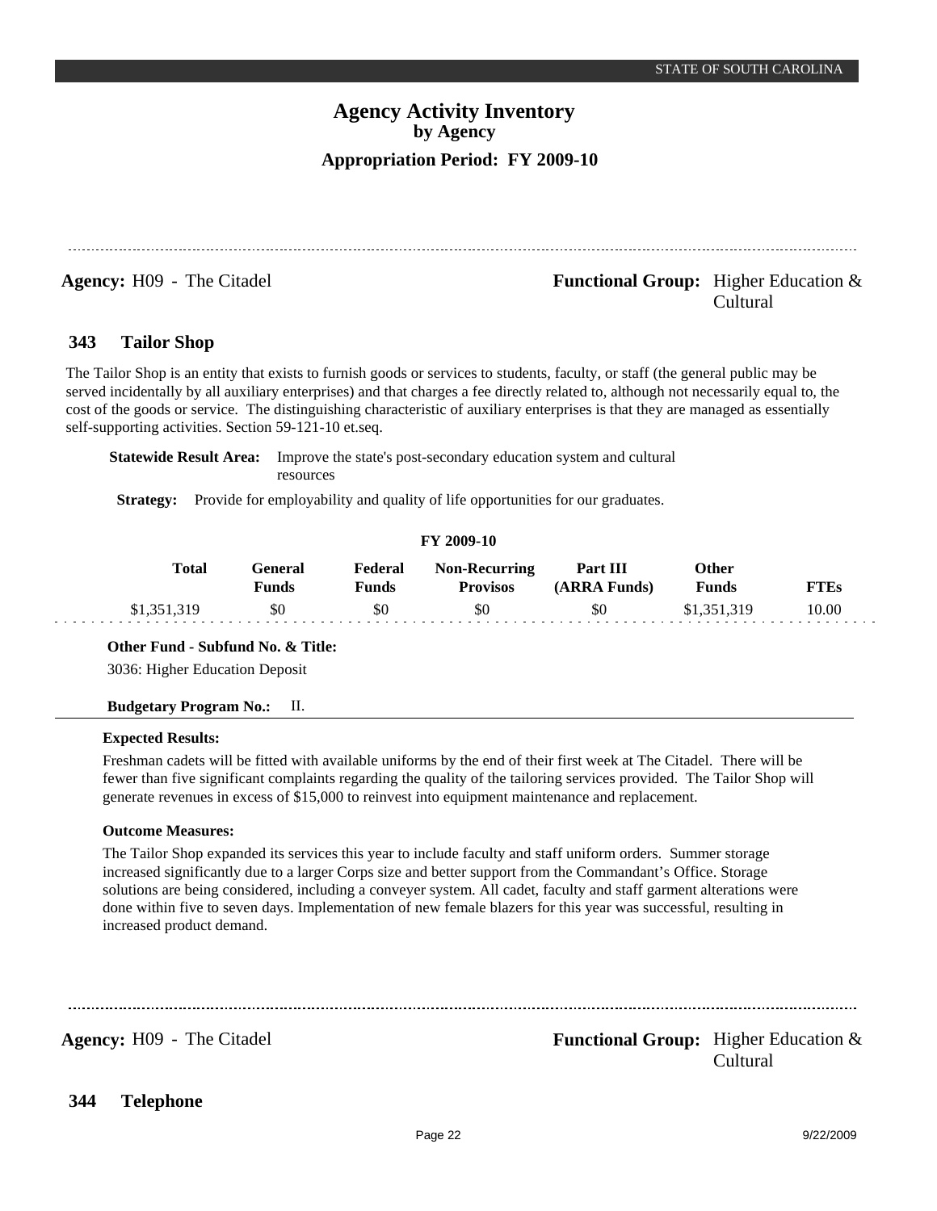**Agency:** H09 - The Citadel

**Functional Group:** Higher Education & Cultural

## 343 Tailor Shop

The Tailor Shop is an entity that exists to furnish goods or services to students, faculty, or staff (the general public may be served incidentally by all auxiliary enterprises) and that charges a fee directly related to, although not necessarily equal to, the cost of the goods or service. The distinguishing characteristic of auxiliary enterprises is that they are managed as essentially self-supporting activities. Section 59-121-10 et.seq.

**Statewide Result Area:** Improve the state's post-secondary education system and cultural resources

**Strategy:** Provide for employability and quality of life opportunities for our graduates.

**FY 2009-10**

| Total | General Funds | Federal Funds | Non-Recurring Provisos | Part III (ARRA Funds) | Other Funds | FTEs |
|---|---|---|---|---|---|---|
| $1,351,319 | $0 | $0 | $0 | $0 | $1,351,319 | 10.00 |

**Other Fund - Subfund No. & Title:**

3036: Higher Education Deposit

**Budgetary Program No.:** II.

**Expected Results:**

Freshman cadets will be fitted with available uniforms by the end of their first week at The Citadel. There will be fewer than five significant complaints regarding the quality of the tailoring services provided. The Tailor Shop will generate revenues in excess of $15,000 to reinvest into equipment maintenance and replacement.

**Outcome Measures:**

The Tailor Shop expanded its services this year to include faculty and staff uniform orders. Summer storage increased significantly due to a larger Corps size and better support from the Commandant's Office. Storage solutions are being considered, including a conveyer system. All cadet, faculty and staff garment alterations were done within five to seven days. Implementation of new female blazers for this year was successful, resulting in increased product demand.

---

**Agency:** H09 - The Citadel

**Functional Group:** Higher Education & Cultural

## 344 Telephone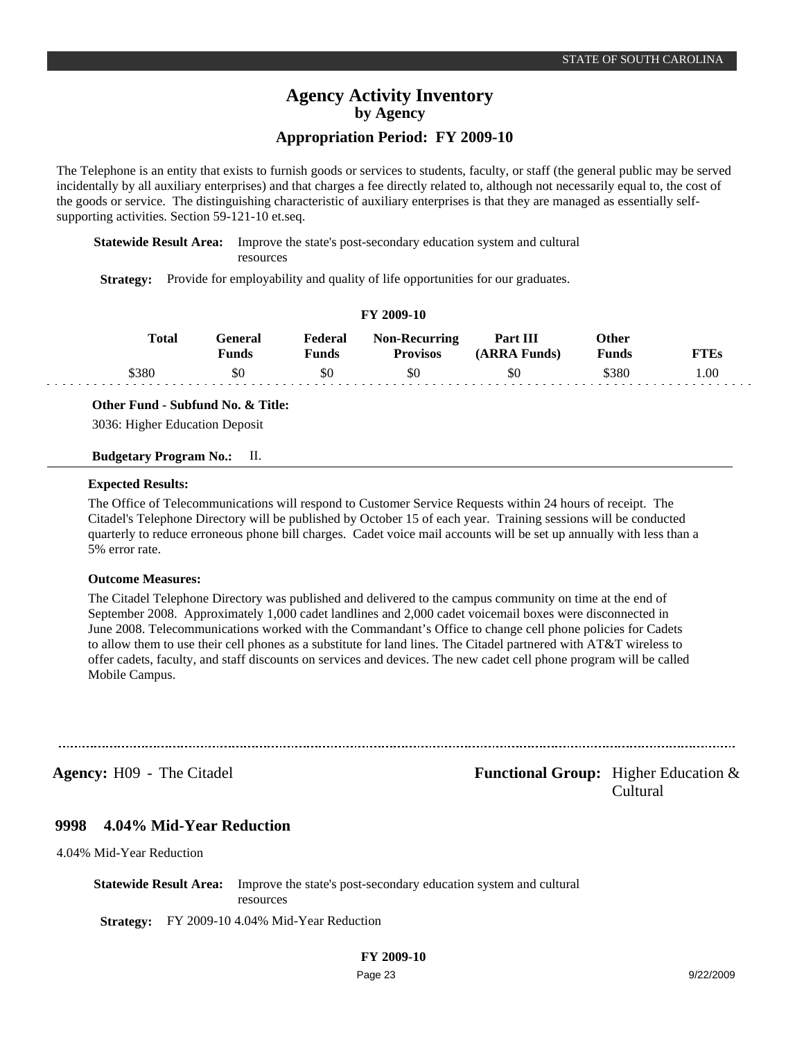The Telephone is an entity that exists to furnish goods or services to students, faculty, or staff (the general public may be served incidentally by all auxiliary enterprises) and that charges a fee directly related to, although not necessarily equal to, the cost of the goods or service. The distinguishing characteristic of auxiliary enterprises is that they are managed as essentially self-supporting activities. Section 59-121-10 et.seq.

**Statewide Result Area:** Improve the state's post-secondary education system and cultural resources

**Strategy:** Provide for employability and quality of life opportunities for our graduates.

**FY 2009-10**

| Total | General Funds | Federal Funds | Non-Recurring Provisos | Part III (ARRA Funds) | Other Funds | FTEs |
|---|---|---|---|---|---|---|
| $380 | $0 | $0 | $0 | $0 | $380 | 1.00 |

**Other Fund - Subfund No. & Title:**

3036: Higher Education Deposit

**Budgetary Program No.:** II.

**Expected Results:**

The Office of Telecommunications will respond to Customer Service Requests within 24 hours of receipt. The Citadel's Telephone Directory will be published by October 15 of each year. Training sessions will be conducted quarterly to reduce erroneous phone bill charges. Cadet voice mail accounts will be set up annually with less than a 5% error rate.

**Outcome Measures:**

The Citadel Telephone Directory was published and delivered to the campus community on time at the end of September 2008. Approximately 1,000 cadet landlines and 2,000 cadet voicemail boxes were disconnected in June 2008. Telecommunications worked with the Commandant's Office to change cell phone policies for Cadets to allow them to use their cell phones as a substitute for land lines. The Citadel partnered with AT&T wireless to offer cadets, faculty, and staff discounts on services and devices. The new cadet cell phone program will be called Mobile Campus.

---

**Agency:** H09 - The Citadel **Functional Group:** Higher Education & Cultural

## 9998 4.04% Mid-Year Reduction

4.04% Mid-Year Reduction

**Statewide Result Area:** Improve the state's post-secondary education system and cultural resources

**Strategy:** FY 2009-10 4.04% Mid-Year Reduction

**FY 2009-10**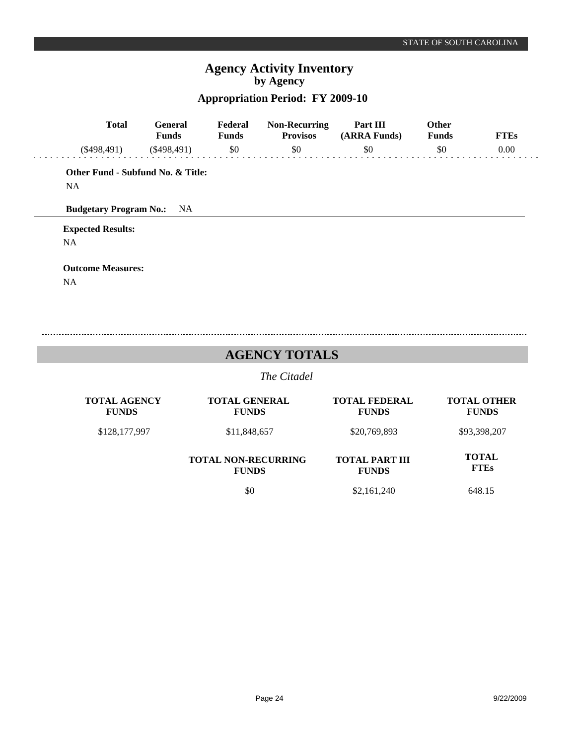# Agency Activity Inventory
## by Agency
### Appropriation Period: FY 2009-10

| Total | General Funds | Federal Funds | Non-Recurring Provisos | Part III (ARRA Funds) | Other Funds | FTEs |
|---|---|---|---|---|---|---|
| ($498,491) | ($498,491) | $0 | $0 | $0 | $0 | 0.00 |

**Other Fund - Subfund No. & Title:**

NA

**Budgetary Program No.:** NA

**Expected Results:**

NA

**Outcome Measures:**

NA

## AGENCY TOTALS

*The Citadel*

| TOTAL AGENCY FUNDS | TOTAL GENERAL FUNDS | TOTAL FEDERAL FUNDS | TOTAL OTHER FUNDS |
|---|---|---|---|
| $128,177,997 | $11,848,657 | $20,769,893 | $93,398,207 |

| | TOTAL NON-RECURRING FUNDS | TOTAL PART III FUNDS | TOTAL FTEs |
|---|---|---|---|
| | $0 | $2,161,240 | 648.15 |